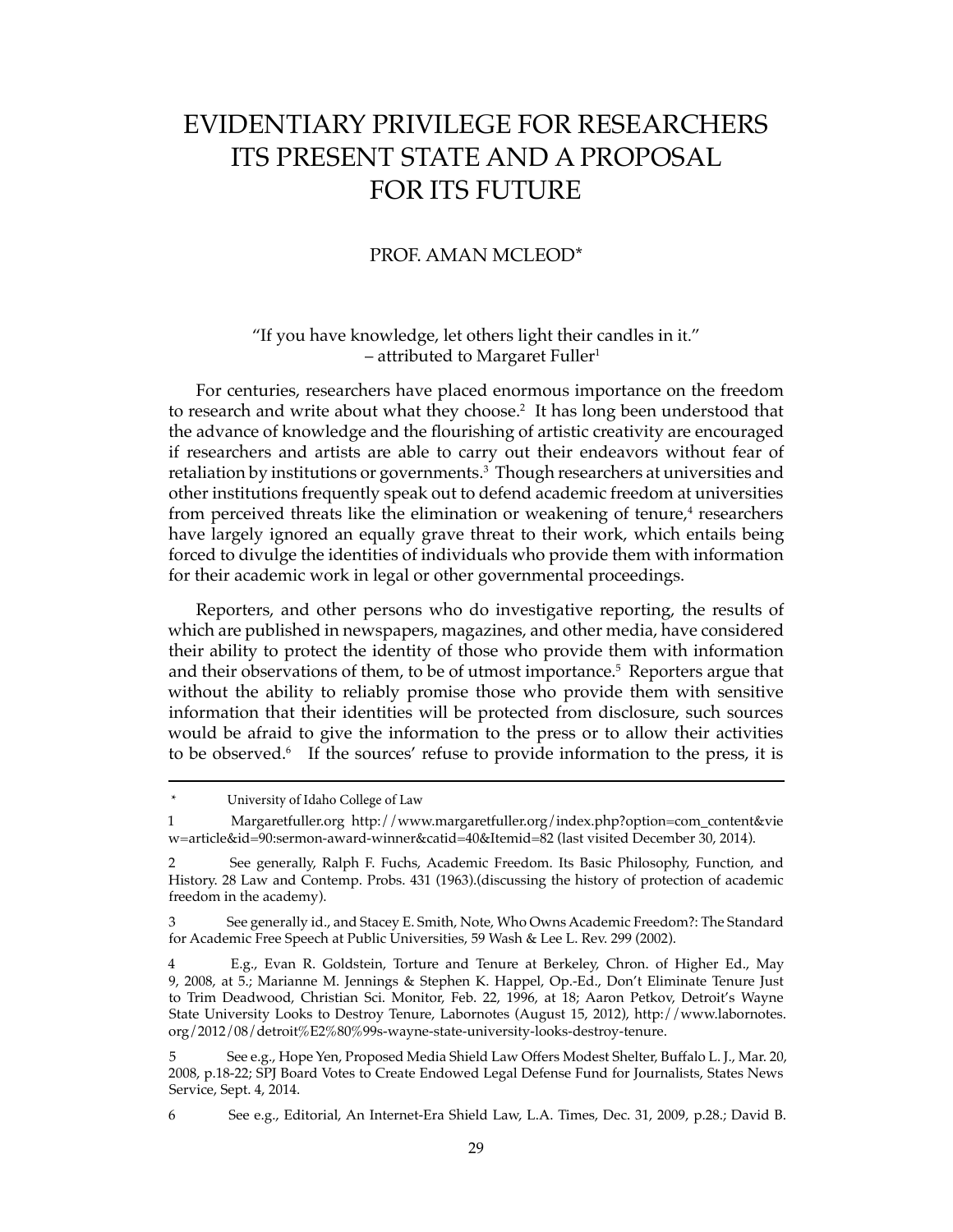# EVIDENTIARY PRIVILEGE FOR RESEARCHERS ITS PRESENT STATE AND A PROPOSAL FOR ITS FUTURE

PROF. AMAN MCLEOD*

"If you have knowledge, let others light their candles in it."
– attributed to Margaret Fuller[1]

For centuries, researchers have placed enormous importance on the freedom to research and write about what they choose.[2] It has long been understood that the advance of knowledge and the flourishing of artistic creativity are encouraged if researchers and artists are able to carry out their endeavors without fear of retaliation by institutions or governments.[3] Though researchers at universities and other institutions frequently speak out to defend academic freedom at universities from perceived threats like the elimination or weakening of tenure,[4] researchers have largely ignored an equally grave threat to their work, which entails being forced to divulge the identities of individuals who provide them with information for their academic work in legal or other governmental proceedings.

Reporters, and other persons who do investigative reporting, the results of which are published in newspapers, magazines, and other media, have considered their ability to protect the identity of those who provide them with information and their observations of them, to be of utmost importance.[5] Reporters argue that without the ability to reliably promise those who provide them with sensitive information that their identities will be protected from disclosure, such sources would be afraid to give the information to the press or to allow their activities to be observed.[6] If the sources' refuse to provide information to the press, it is

---

\* University of Idaho College of Law

1 Margaretfuller.org http://www.margaretfuller.org/index.php?option=com_content&view=article&id=90:sermon-award-winner&catid=40&Itemid=82 (last visited December 30, 2014).

2 See generally, Ralph F. Fuchs, Academic Freedom. Its Basic Philosophy, Function, and History. 28 Law and Contemp. Probs. 431 (1963).(discussing the history of protection of academic freedom in the academy).

3 See generally id., and Stacey E. Smith, Note, Who Owns Academic Freedom?: The Standard for Academic Free Speech at Public Universities, 59 Wash & Lee L. Rev. 299 (2002).

4 E.g., Evan R. Goldstein, Torture and Tenure at Berkeley, Chron. of Higher Ed., May 9, 2008, at 5.; Marianne M. Jennings & Stephen K. Happel, Op.-Ed., Don't Eliminate Tenure Just to Trim Deadwood, Christian Sci. Monitor, Feb. 22, 1996, at 18; Aaron Petkov, Detroit's Wayne State University Looks to Destroy Tenure, Labornotes (August 15, 2012), http://www.labornotes.org/2012/08/detroit%E2%80%99s-wayne-state-university-looks-destroy-tenure.

5 See e.g., Hope Yen, Proposed Media Shield Law Offers Modest Shelter, Buffalo L. J., Mar. 20, 2008, p.18-22; SPJ Board Votes to Create Endowed Legal Defense Fund for Journalists, States News Service, Sept. 4, 2014.

6 See e.g., Editorial, An Internet-Era Shield Law, L.A. Times, Dec. 31, 2009, p.28.; David B.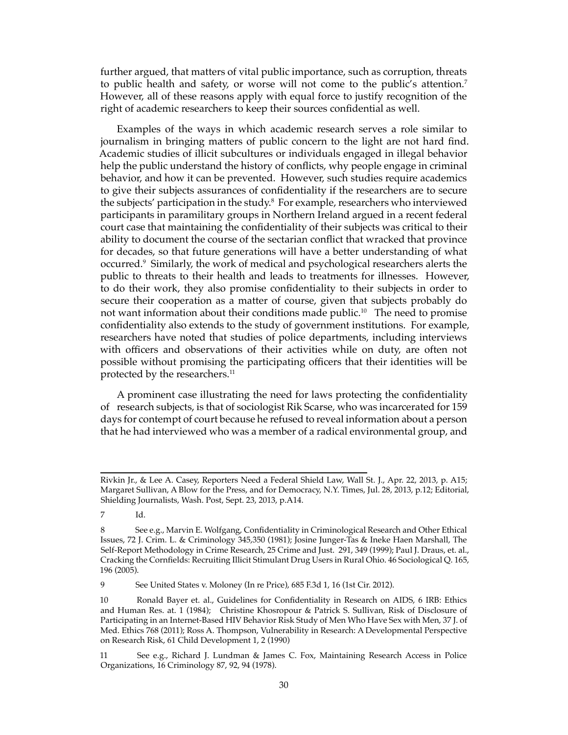further argued, that matters of vital public importance, such as corruption, threats to public health and safety, or worse will not come to the public's attention.[7] However, all of these reasons apply with equal force to justify recognition of the right of academic researchers to keep their sources confidential as well.

Examples of the ways in which academic research serves a role similar to journalism in bringing matters of public concern to the light are not hard find. Academic studies of illicit subcultures or individuals engaged in illegal behavior help the public understand the history of conflicts, why people engage in criminal behavior, and how it can be prevented. However, such studies require academics to give their subjects assurances of confidentiality if the researchers are to secure the subjects' participation in the study.[8] For example, researchers who interviewed participants in paramilitary groups in Northern Ireland argued in a recent federal court case that maintaining the confidentiality of their subjects was critical to their ability to document the course of the sectarian conflict that wracked that province for decades, so that future generations will have a better understanding of what occurred.[9] Similarly, the work of medical and psychological researchers alerts the public to threats to their health and leads to treatments for illnesses. However, to do their work, they also promise confidentiality to their subjects in order to secure their cooperation as a matter of course, given that subjects probably do not want information about their conditions made public.[10] The need to promise confidentiality also extends to the study of government institutions. For example, researchers have noted that studies of police departments, including interviews with officers and observations of their activities while on duty, are often not possible without promising the participating officers that their identities will be protected by the researchers.[11]

A prominent case illustrating the need for laws protecting the confidentiality of research subjects, is that of sociologist Rik Scarse, who was incarcerated for 159 days for contempt of court because he refused to reveal information about a person that he had interviewed who was a member of a radical environmental group, and

---

Rivkin Jr., & Lee A. Casey, Reporters Need a Federal Shield Law, Wall St. J., Apr. 22, 2013, p. A15; Margaret Sullivan, A Blow for the Press, and for Democracy, N.Y. Times, Jul. 28, 2013, p.12; Editorial, Shielding Journalists, Wash. Post, Sept. 23, 2013, p.A14.

7 Id.

8 See e.g., Marvin E. Wolfgang, Confidentiality in Criminological Research and Other Ethical Issues, 72 J. Crim. L. & Criminology 345,350 (1981); Josine Junger-Tas & Ineke Haen Marshall, The Self-Report Methodology in Crime Research, 25 Crime and Just. 291, 349 (1999); Paul J. Draus, et. al., Cracking the Cornfields: Recruiting Illicit Stimulant Drug Users in Rural Ohio. 46 Sociological Q. 165, 196 (2005).

9 See United States v. Moloney (In re Price), 685 F.3d 1, 16 (1st Cir. 2012).

10 Ronald Bayer et. al., Guidelines for Confidentiality in Research on AIDS, 6 IRB: Ethics and Human Res. at. 1 (1984); Christine Khosropour & Patrick S. Sullivan, Risk of Disclosure of Participating in an Internet-Based HIV Behavior Risk Study of Men Who Have Sex with Men, 37 J. of Med. Ethics 768 (2011); Ross A. Thompson, Vulnerability in Research: A Developmental Perspective on Research Risk, 61 Child Development 1, 2 (1990)

11 See e.g., Richard J. Lundman & James C. Fox, Maintaining Research Access in Police Organizations, 16 Criminology 87, 92, 94 (1978).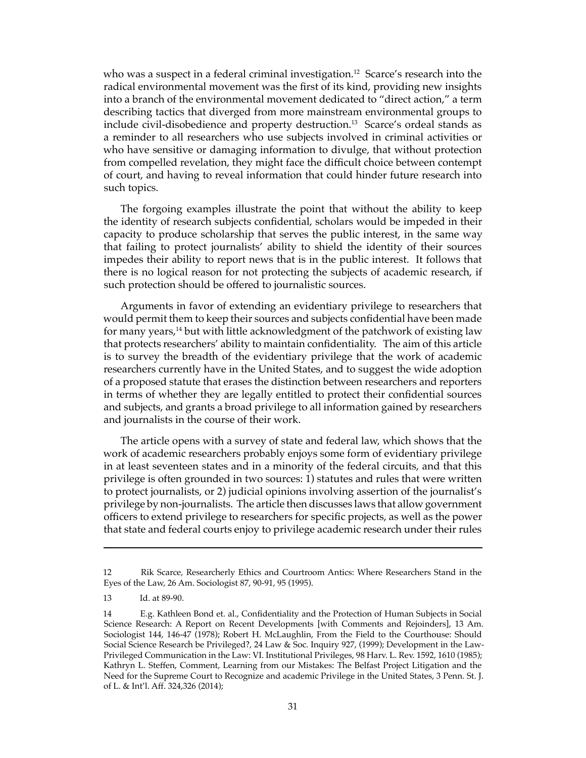who was a suspect in a federal criminal investigation.[12] Scarce's research into the radical environmental movement was the first of its kind, providing new insights into a branch of the environmental movement dedicated to "direct action," a term describing tactics that diverged from more mainstream environmental groups to include civil-disobedience and property destruction.[13] Scarce's ordeal stands as a reminder to all researchers who use subjects involved in criminal activities or who have sensitive or damaging information to divulge, that without protection from compelled revelation, they might face the difficult choice between contempt of court, and having to reveal information that could hinder future research into such topics.

The forgoing examples illustrate the point that without the ability to keep the identity of research subjects confidential, scholars would be impeded in their capacity to produce scholarship that serves the public interest, in the same way that failing to protect journalists' ability to shield the identity of their sources impedes their ability to report news that is in the public interest. It follows that there is no logical reason for not protecting the subjects of academic research, if such protection should be offered to journalistic sources.

Arguments in favor of extending an evidentiary privilege to researchers that would permit them to keep their sources and subjects confidential have been made for many years,[14] but with little acknowledgment of the patchwork of existing law that protects researchers' ability to maintain confidentiality. The aim of this article is to survey the breadth of the evidentiary privilege that the work of academic researchers currently have in the United States, and to suggest the wide adoption of a proposed statute that erases the distinction between researchers and reporters in terms of whether they are legally entitled to protect their confidential sources and subjects, and grants a broad privilege to all information gained by researchers and journalists in the course of their work.

The article opens with a survey of state and federal law, which shows that the work of academic researchers probably enjoys some form of evidentiary privilege in at least seventeen states and in a minority of the federal circuits, and that this privilege is often grounded in two sources: 1) statutes and rules that were written to protect journalists, or 2) judicial opinions involving assertion of the journalist's privilege by non-journalists. The article then discusses laws that allow government officers to extend privilege to researchers for specific projects, as well as the power that state and federal courts enjoy to privilege academic research under their rules

---

12 Rik Scarce, Researcherly Ethics and Courtroom Antics: Where Researchers Stand in the Eyes of the Law, 26 Am. Sociologist 87, 90-91, 95 (1995).

13 Id. at 89-90.

14 E.g. Kathleen Bond et. al., Confidentiality and the Protection of Human Subjects in Social Science Research: A Report on Recent Developments [with Comments and Rejoinders], 13 Am. Sociologist 144, 146-47 (1978); Robert H. McLaughlin, From the Field to the Courthouse: Should Social Science Research be Privileged?, 24 Law & Soc. Inquiry 927, (1999); Development in the Law-Privileged Communication in the Law: VI. Institutional Privileges, 98 Harv. L. Rev. 1592, 1610 (1985); Kathryn L. Steffen, Comment, Learning from our Mistakes: The Belfast Project Litigation and the Need for the Supreme Court to Recognize and academic Privilege in the United States, 3 Penn. St. J. of L. & Int'l. Aff. 324,326 (2014);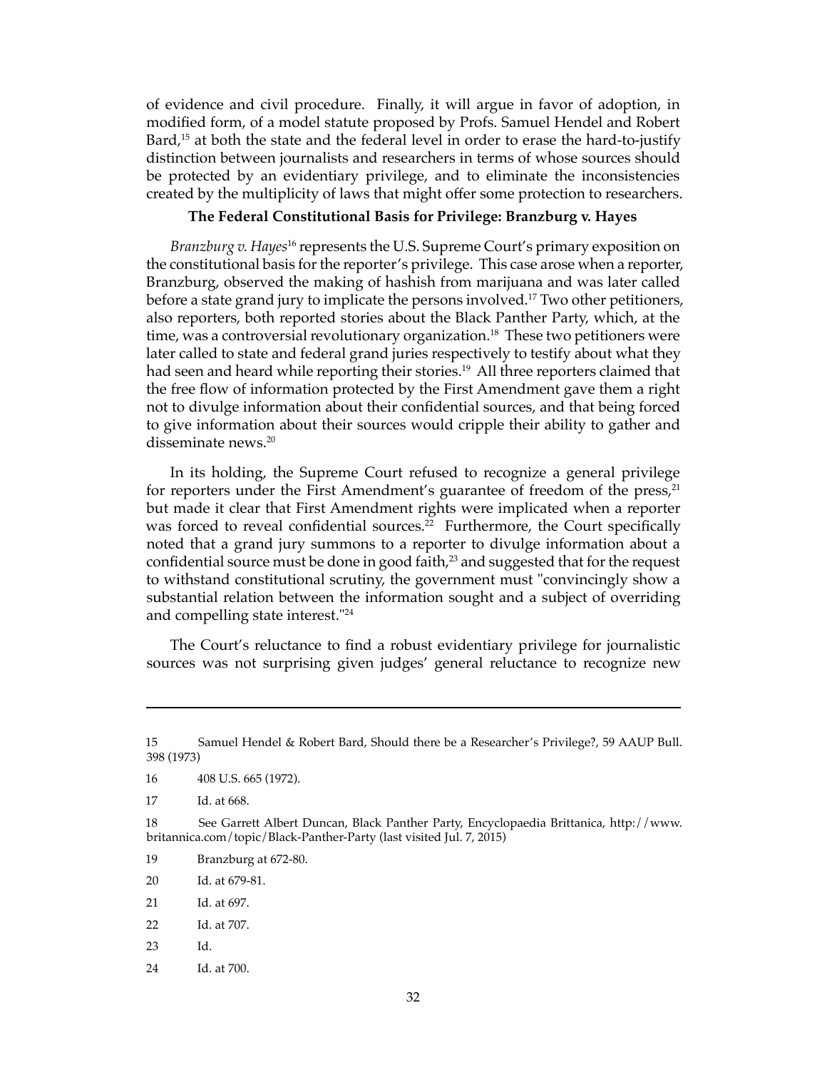of evidence and civil procedure. Finally, it will argue in favor of adoption, in modified form, of a model statute proposed by Profs. Samuel Hendel and Robert Bard,[15] at both the state and the federal level in order to erase the hard-to-justify distinction between journalists and researchers in terms of whose sources should be protected by an evidentiary privilege, and to eliminate the inconsistencies created by the multiplicity of laws that might offer some protection to researchers.

### The Federal Constitutional Basis for Privilege: Branzburg v. Hayes

*Branzburg v. Hayes*[16] represents the U.S. Supreme Court's primary exposition on the constitutional basis for the reporter's privilege. This case arose when a reporter, Branzburg, observed the making of hashish from marijuana and was later called before a state grand jury to implicate the persons involved.[17] Two other petitioners, also reporters, both reported stories about the Black Panther Party, which, at the time, was a controversial revolutionary organization.[18] These two petitioners were later called to state and federal grand juries respectively to testify about what they had seen and heard while reporting their stories.[19] All three reporters claimed that the free flow of information protected by the First Amendment gave them a right not to divulge information about their confidential sources, and that being forced to give information about their sources would cripple their ability to gather and disseminate news.[20]

In its holding, the Supreme Court refused to recognize a general privilege for reporters under the First Amendment's guarantee of freedom of the press,[21] but made it clear that First Amendment rights were implicated when a reporter was forced to reveal confidential sources.[22] Furthermore, the Court specifically noted that a grand jury summons to a reporter to divulge information about a confidential source must be done in good faith,[23] and suggested that for the request to withstand constitutional scrutiny, the government must "convincingly show a substantial relation between the information sought and a subject of overriding and compelling state interest."[24]

The Court's reluctance to find a robust evidentiary privilege for journalistic sources was not surprising given judges' general reluctance to recognize new

---

15 Samuel Hendel & Robert Bard, Should there be a Researcher's Privilege?, 59 AAUP Bull. 398 (1973)

16 408 U.S. 665 (1972).

17 Id. at 668.

18 See Garrett Albert Duncan, Black Panther Party, Encyclopaedia Brittanica, http://www.britannica.com/topic/Black-Panther-Party (last visited Jul. 7, 2015)

19 Branzburg at 672-80.

20 Id. at 679-81.

21 Id. at 697.

22 Id. at 707.

23 Id.

24 Id. at 700.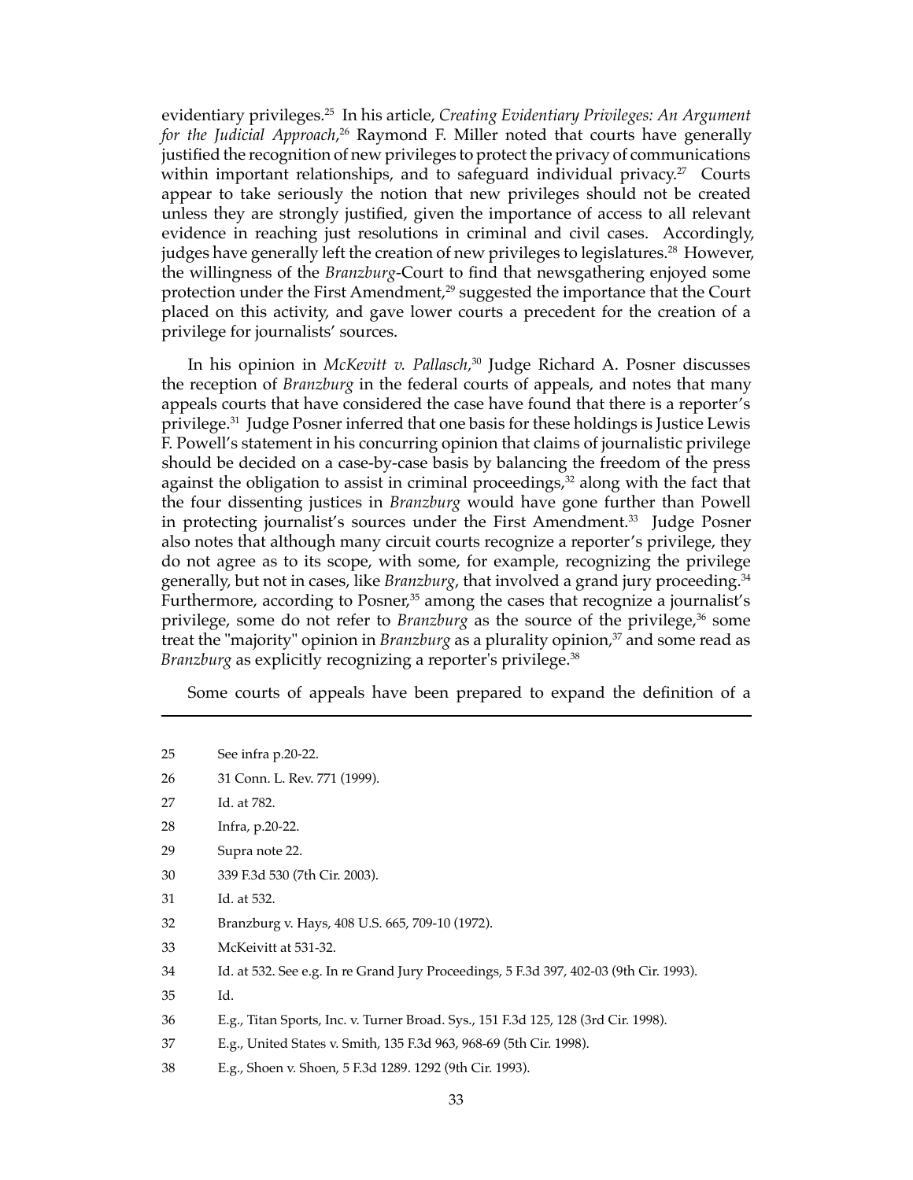evidentiary privileges.[25] In his article, *Creating Evidentiary Privileges: An Argument for the Judicial Approach*,[26] Raymond F. Miller noted that courts have generally justified the recognition of new privileges to protect the privacy of communications within important relationships, and to safeguard individual privacy.[27] Courts appear to take seriously the notion that new privileges should not be created unless they are strongly justified, given the importance of access to all relevant evidence in reaching just resolutions in criminal and civil cases. Accordingly, judges have generally left the creation of new privileges to legislatures.[28] However, the willingness of the *Branzburg*-Court to find that newsgathering enjoyed some protection under the First Amendment,[29] suggested the importance that the Court placed on this activity, and gave lower courts a precedent for the creation of a privilege for journalists' sources.

In his opinion in *McKevitt v. Pallasch,*[30] Judge Richard A. Posner discusses the reception of *Branzburg* in the federal courts of appeals, and notes that many appeals courts that have considered the case have found that there is a reporter's privilege.[31] Judge Posner inferred that one basis for these holdings is Justice Lewis F. Powell's statement in his concurring opinion that claims of journalistic privilege should be decided on a case-by-case basis by balancing the freedom of the press against the obligation to assist in criminal proceedings,[32] along with the fact that the four dissenting justices in *Branzburg* would have gone further than Powell in protecting journalist's sources under the First Amendment.[33] Judge Posner also notes that although many circuit courts recognize a reporter's privilege, they do not agree as to its scope, with some, for example, recognizing the privilege generally, but not in cases, like *Branzburg*, that involved a grand jury proceeding.[34] Furthermore, according to Posner,[35] among the cases that recognize a journalist's privilege, some do not refer to *Branzburg* as the source of the privilege,[36] some treat the "majority" opinion in *Branzburg* as a plurality opinion,[37] and some read as *Branzburg* as explicitly recognizing a reporter's privilege.[38]

Some courts of appeals have been prepared to expand the definition of a

---

25 See infra p.20-22.

26 31 Conn. L. Rev. 771 (1999).

27 Id. at 782.

28 Infra, p.20-22.

29 Supra note 22.

30 339 F.3d 530 (7th Cir. 2003).

31 Id. at 532.

32 Branzburg v. Hays, 408 U.S. 665, 709-10 (1972).

33 McKeivitt at 531-32.

34 Id. at 532. See e.g. In re Grand Jury Proceedings, 5 F.3d 397, 402-03 (9th Cir. 1993).

35 Id.

36 E.g., Titan Sports, Inc. v. Turner Broad. Sys., 151 F.3d 125, 128 (3rd Cir. 1998).

37 E.g., United States v. Smith, 135 F.3d 963, 968-69 (5th Cir. 1998).

38 E.g., Shoen v. Shoen, 5 F.3d 1289. 1292 (9th Cir. 1993).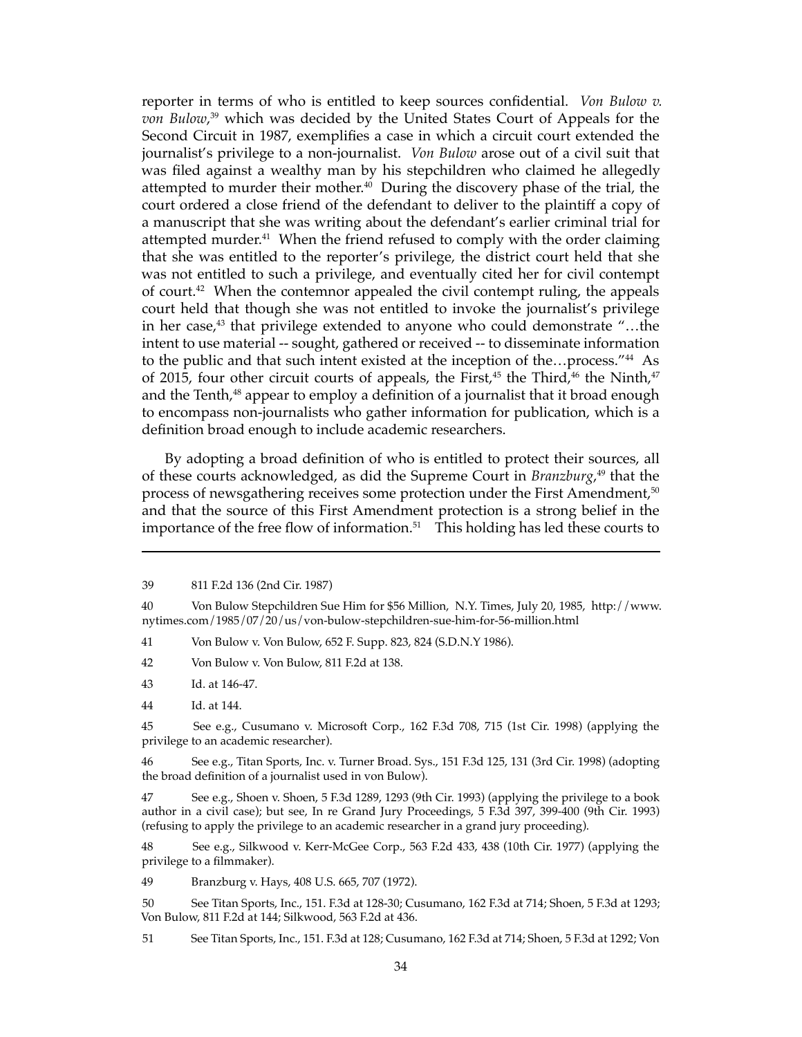reporter in terms of who is entitled to keep sources confidential. *Von Bulow v. von Bulow*,[39] which was decided by the United States Court of Appeals for the Second Circuit in 1987, exemplifies a case in which a circuit court extended the journalist's privilege to a non-journalist. *Von Bulow* arose out of a civil suit that was filed against a wealthy man by his stepchildren who claimed he allegedly attempted to murder their mother.[40] During the discovery phase of the trial, the court ordered a close friend of the defendant to deliver to the plaintiff a copy of a manuscript that she was writing about the defendant's earlier criminal trial for attempted murder.[41] When the friend refused to comply with the order claiming that she was entitled to the reporter's privilege, the district court held that she was not entitled to such a privilege, and eventually cited her for civil contempt of court.[42] When the contemnor appealed the civil contempt ruling, the appeals court held that though she was not entitled to invoke the journalist's privilege in her case,[43] that privilege extended to anyone who could demonstrate "…the intent to use material -- sought, gathered or received -- to disseminate information to the public and that such intent existed at the inception of the…process."[44] As of 2015, four other circuit courts of appeals, the First,[45] the Third,[46] the Ninth,[47] and the Tenth,[48] appear to employ a definition of a journalist that it broad enough to encompass non-journalists who gather information for publication, which is a definition broad enough to include academic researchers.

By adopting a broad definition of who is entitled to protect their sources, all of these courts acknowledged, as did the Supreme Court in *Branzburg*,[49] that the process of newsgathering receives some protection under the First Amendment,[50] and that the source of this First Amendment protection is a strong belief in the importance of the free flow of information.[51] This holding has led these courts to

---

39 811 F.2d 136 (2nd Cir. 1987)

40 Von Bulow Stepchildren Sue Him for $56 Million, N.Y. Times, July 20, 1985, http://www.nytimes.com/1985/07/20/us/von-bulow-stepchildren-sue-him-for-56-million.html

41 Von Bulow v. Von Bulow, 652 F. Supp. 823, 824 (S.D.N.Y 1986).

42 Von Bulow v. Von Bulow, 811 F.2d at 138.

43 Id. at 146-47.

44 Id. at 144.

45 See e.g., Cusumano v. Microsoft Corp., 162 F.3d 708, 715 (1st Cir. 1998) (applying the privilege to an academic researcher).

46 See e.g., Titan Sports, Inc. v. Turner Broad. Sys., 151 F.3d 125, 131 (3rd Cir. 1998) (adopting the broad definition of a journalist used in von Bulow).

47 See e.g., Shoen v. Shoen, 5 F.3d 1289, 1293 (9th Cir. 1993) (applying the privilege to a book author in a civil case); but see, In re Grand Jury Proceedings, 5 F.3d 397, 399-400 (9th Cir. 1993) (refusing to apply the privilege to an academic researcher in a grand jury proceeding).

48 See e.g., Silkwood v. Kerr-McGee Corp., 563 F.2d 433, 438 (10th Cir. 1977) (applying the privilege to a filmmaker).

49 Branzburg v. Hays, 408 U.S. 665, 707 (1972).

50 See Titan Sports, Inc., 151. F.3d at 128-30; Cusumano, 162 F.3d at 714; Shoen, 5 F.3d at 1293; Von Bulow, 811 F.2d at 144; Silkwood, 563 F.2d at 436.

51 See Titan Sports, Inc., 151. F.3d at 128; Cusumano, 162 F.3d at 714; Shoen, 5 F.3d at 1292; Von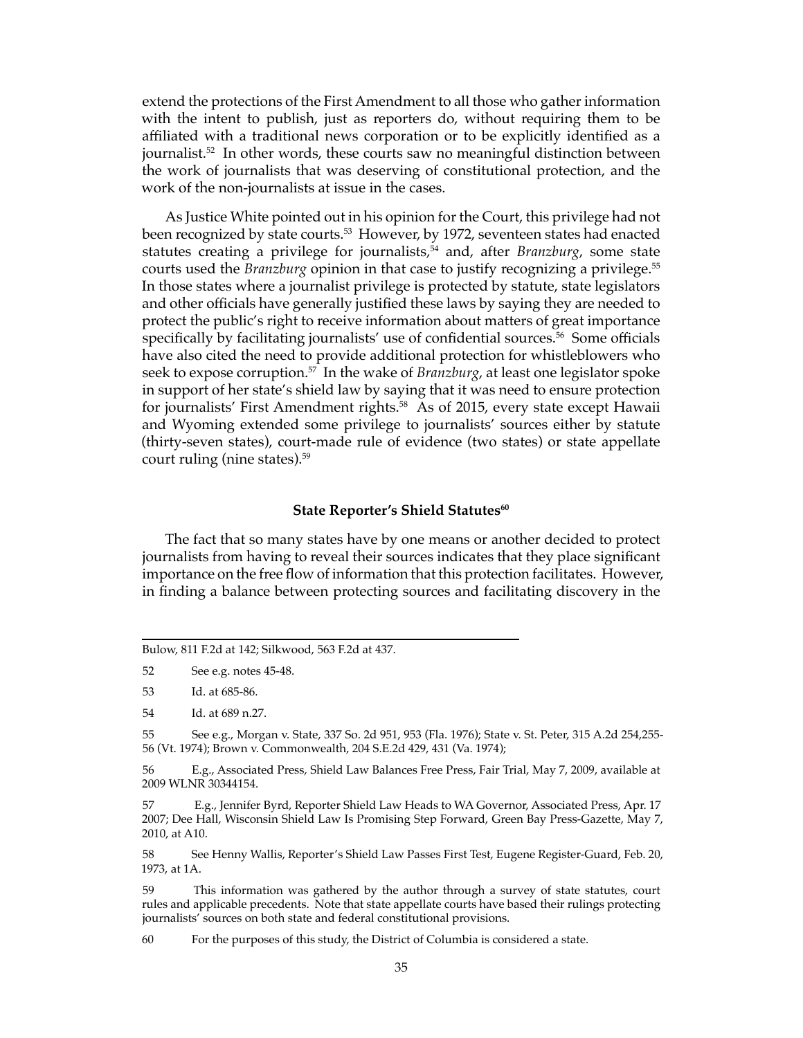extend the protections of the First Amendment to all those who gather information with the intent to publish, just as reporters do, without requiring them to be affiliated with a traditional news corporation or to be explicitly identified as a journalist.[52] In other words, these courts saw no meaningful distinction between the work of journalists that was deserving of constitutional protection, and the work of the non-journalists at issue in the cases.

As Justice White pointed out in his opinion for the Court, this privilege had not been recognized by state courts.[53] However, by 1972, seventeen states had enacted statutes creating a privilege for journalists,[54] and, after *Branzburg*, some state courts used the *Branzburg* opinion in that case to justify recognizing a privilege.[55] In those states where a journalist privilege is protected by statute, state legislators and other officials have generally justified these laws by saying they are needed to protect the public's right to receive information about matters of great importance specifically by facilitating journalists' use of confidential sources.[56] Some officials have also cited the need to provide additional protection for whistleblowers who seek to expose corruption.[57] In the wake of *Branzburg*, at least one legislator spoke in support of her state's shield law by saying that it was need to ensure protection for journalists' First Amendment rights.[58] As of 2015, every state except Hawaii and Wyoming extended some privilege to journalists' sources either by statute (thirty-seven states), court-made rule of evidence (two states) or state appellate court ruling (nine states).[59]

### State Reporter's Shield Statutes[60]

The fact that so many states have by one means or another decided to protect journalists from having to reveal their sources indicates that they place significant importance on the free flow of information that this protection facilitates. However, in finding a balance between protecting sources and facilitating discovery in the

---

Bulow, 811 F.2d at 142; Silkwood, 563 F.2d at 437.

52 See e.g. notes 45-48.

53 Id. at 685-86.

54 Id. at 689 n.27.

55 See e.g., Morgan v. State, 337 So. 2d 951, 953 (Fla. 1976); State v. St. Peter, 315 A.2d 254,255-56 (Vt. 1974); Brown v. Commonwealth, 204 S.E.2d 429, 431 (Va. 1974);

56 E.g., Associated Press, Shield Law Balances Free Press, Fair Trial, May 7, 2009, available at 2009 WLNR 30344154.

57 E.g., Jennifer Byrd, Reporter Shield Law Heads to WA Governor, Associated Press, Apr. 17 2007; Dee Hall, Wisconsin Shield Law Is Promising Step Forward, Green Bay Press-Gazette, May 7, 2010, at A10.

58 See Henny Wallis, Reporter's Shield Law Passes First Test, Eugene Register-Guard, Feb. 20, 1973, at 1A.

59 This information was gathered by the author through a survey of state statutes, court rules and applicable precedents. Note that state appellate courts have based their rulings protecting journalists' sources on both state and federal constitutional provisions.

60 For the purposes of this study, the District of Columbia is considered a state.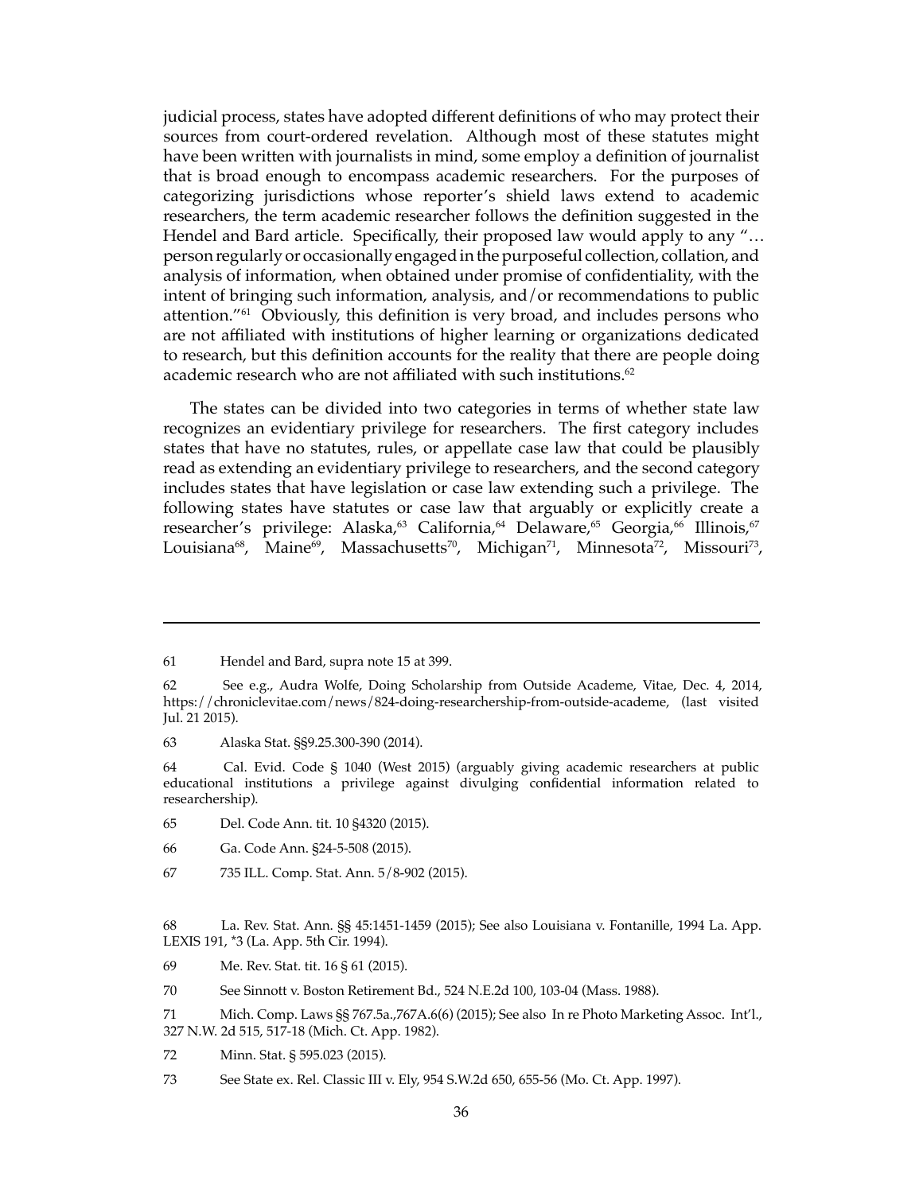judicial process, states have adopted different definitions of who may protect their sources from court-ordered revelation. Although most of these statutes might have been written with journalists in mind, some employ a definition of journalist that is broad enough to encompass academic researchers. For the purposes of categorizing jurisdictions whose reporter's shield laws extend to academic researchers, the term academic researcher follows the definition suggested in the Hendel and Bard article. Specifically, their proposed law would apply to any "… person regularly or occasionally engaged in the purposeful collection, collation, and analysis of information, when obtained under promise of confidentiality, with the intent of bringing such information, analysis, and/or recommendations to public attention."[61] Obviously, this definition is very broad, and includes persons who are not affiliated with institutions of higher learning or organizations dedicated to research, but this definition accounts for the reality that there are people doing academic research who are not affiliated with such institutions.[62]

The states can be divided into two categories in terms of whether state law recognizes an evidentiary privilege for researchers. The first category includes states that have no statutes, rules, or appellate case law that could be plausibly read as extending an evidentiary privilege to researchers, and the second category includes states that have legislation or case law extending such a privilege. The following states have statutes or case law that arguably or explicitly create a researcher's privilege: Alaska,[63] California,[64] Delaware,[65] Georgia,[66] Illinois,[67] Louisiana[68], Maine[69], Massachusetts[70], Michigan[71], Minnesota[72], Missouri[73],

---

61 Hendel and Bard, supra note 15 at 399.

62 See e.g., Audra Wolfe, Doing Scholarship from Outside Academe, Vitae, Dec. 4, 2014, https://chroniclevitae.com/news/824-doing-researchership-from-outside-academe, (last visited Jul. 21 2015).

63 Alaska Stat. §§9.25.300-390 (2014).

64 Cal. Evid. Code § 1040 (West 2015) (arguably giving academic researchers at public educational institutions a privilege against divulging confidential information related to researchership).

65 Del. Code Ann. tit. 10 §4320 (2015).

66 Ga. Code Ann. §24-5-508 (2015).

67 735 ILL. Comp. Stat. Ann. 5/8-902 (2015).

68 La. Rev. Stat. Ann. §§ 45:1451-1459 (2015); See also Louisiana v. Fontanille, 1994 La. App. LEXIS 191, *3 (La. App. 5th Cir. 1994).

69 Me. Rev. Stat. tit. 16 § 61 (2015).

70 See Sinnott v. Boston Retirement Bd., 524 N.E.2d 100, 103-04 (Mass. 1988).

71 Mich. Comp. Laws §§ 767.5a.,767A.6(6) (2015); See also In re Photo Marketing Assoc. Int'l., 327 N.W. 2d 515, 517-18 (Mich. Ct. App. 1982).

72 Minn. Stat. § 595.023 (2015).

73 See State ex. Rel. Classic III v. Ely, 954 S.W.2d 650, 655-56 (Mo. Ct. App. 1997).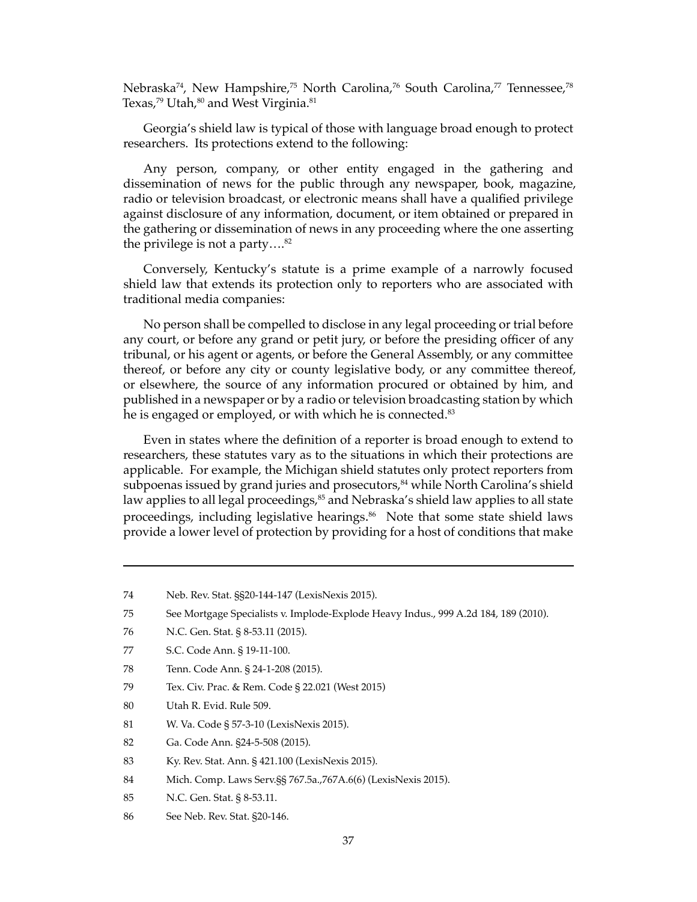Nebraska[74], New Hampshire,[75] North Carolina,[76] South Carolina,[77] Tennessee,[78] Texas,[79] Utah,[80] and West Virginia.[81]

Georgia's shield law is typical of those with language broad enough to protect researchers. Its protections extend to the following:

Any person, company, or other entity engaged in the gathering and dissemination of news for the public through any newspaper, book, magazine, radio or television broadcast, or electronic means shall have a qualified privilege against disclosure of any information, document, or item obtained or prepared in the gathering or dissemination of news in any proceeding where the one asserting the privilege is not a party….[82]

Conversely, Kentucky's statute is a prime example of a narrowly focused shield law that extends its protection only to reporters who are associated with traditional media companies:

No person shall be compelled to disclose in any legal proceeding or trial before any court, or before any grand or petit jury, or before the presiding officer of any tribunal, or his agent or agents, or before the General Assembly, or any committee thereof, or before any city or county legislative body, or any committee thereof, or elsewhere, the source of any information procured or obtained by him, and published in a newspaper or by a radio or television broadcasting station by which he is engaged or employed, or with which he is connected.[83]

Even in states where the definition of a reporter is broad enough to extend to researchers, these statutes vary as to the situations in which their protections are applicable. For example, the Michigan shield statutes only protect reporters from subpoenas issued by grand juries and prosecutors,[84] while North Carolina's shield law applies to all legal proceedings,[85] and Nebraska's shield law applies to all state proceedings, including legislative hearings.[86] Note that some state shield laws provide a lower level of protection by providing for a host of conditions that make

---

74 Neb. Rev. Stat. §§20-144-147 (LexisNexis 2015).

75 See Mortgage Specialists v. Implode-Explode Heavy Indus., 999 A.2d 184, 189 (2010).

76 N.C. Gen. Stat. § 8-53.11 (2015).

77 S.C. Code Ann. § 19-11-100.

78 Tenn. Code Ann. § 24-1-208 (2015).

79 Tex. Civ. Prac. & Rem. Code § 22.021 (West 2015)

80 Utah R. Evid. Rule 509.

81 W. Va. Code § 57-3-10 (LexisNexis 2015).

82 Ga. Code Ann. §24-5-508 (2015).

83 Ky. Rev. Stat. Ann. § 421.100 (LexisNexis 2015).

84 Mich. Comp. Laws Serv.§§ 767.5a.,767A.6(6) (LexisNexis 2015).

85 N.C. Gen. Stat. § 8-53.11.

86 See Neb. Rev. Stat. §20-146.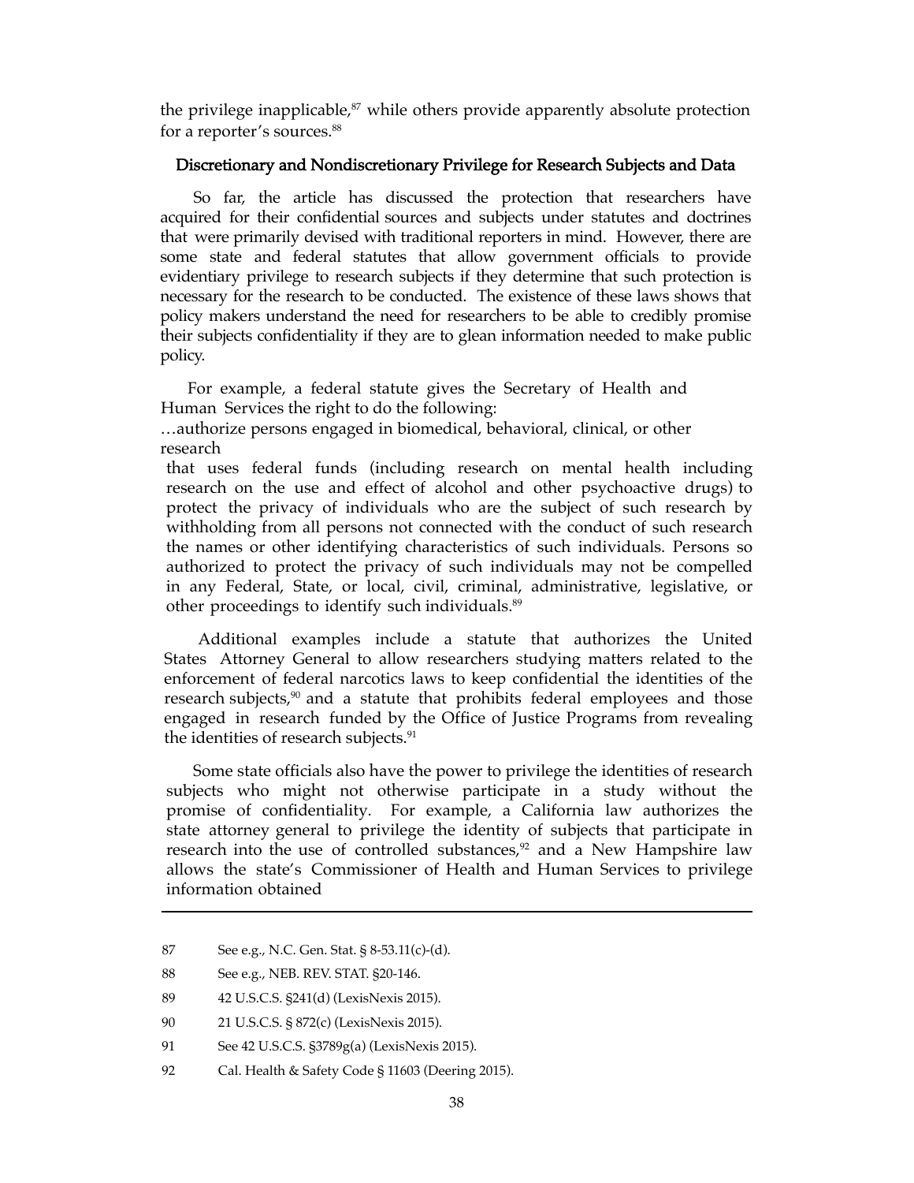the privilege inapplicable,[87] while others provide apparently absolute protection for a reporter's sources.[88]

### Discretionary and Nondiscretionary Privilege for Research Subjects and Data

So far, the article has discussed the protection that researchers have acquired for their confidential sources and subjects under statutes and doctrines that were primarily devised with traditional reporters in mind. However, there are some state and federal statutes that allow government officials to provide evidentiary privilege to research subjects if they determine that such protection is necessary for the research to be conducted. The existence of these laws shows that policy makers understand the need for researchers to be able to credibly promise their subjects confidentiality if they are to glean information needed to make public policy.

For example, a federal statute gives the Secretary of Health and Human Services the right to do the following:

> …authorize persons engaged in biomedical, behavioral, clinical, or other research that uses federal funds (including research on mental health including research on the use and effect of alcohol and other psychoactive drugs) to protect the privacy of individuals who are the subject of such research by withholding from all persons not connected with the conduct of such research the names or other identifying characteristics of such individuals. Persons so authorized to protect the privacy of such individuals may not be compelled in any Federal, State, or local, civil, criminal, administrative, legislative, or other proceedings to identify such individuals.[89]

Additional examples include a statute that authorizes the United States Attorney General to allow researchers studying matters related to the enforcement of federal narcotics laws to keep confidential the identities of the research subjects,[90] and a statute that prohibits federal employees and those engaged in research funded by the Office of Justice Programs from revealing the identities of research subjects.[91]

Some state officials also have the power to privilege the identities of research subjects who might not otherwise participate in a study without the promise of confidentiality. For example, a California law authorizes the state attorney general to privilege the identity of subjects that participate in research into the use of controlled substances,[92] and a New Hampshire law allows the state's Commissioner of Health and Human Services to privilege information obtained

---

87 See e.g., N.C. Gen. Stat. § 8-53.11(c)-(d).

88 See e.g., NEB. REV. STAT. §20-146.

89 42 U.S.C.S. §241(d) (LexisNexis 2015).

90 21 U.S.C.S. § 872(c) (LexisNexis 2015).

91 See 42 U.S.C.S. §3789g(a) (LexisNexis 2015).

92 Cal. Health & Safety Code § 11603 (Deering 2015).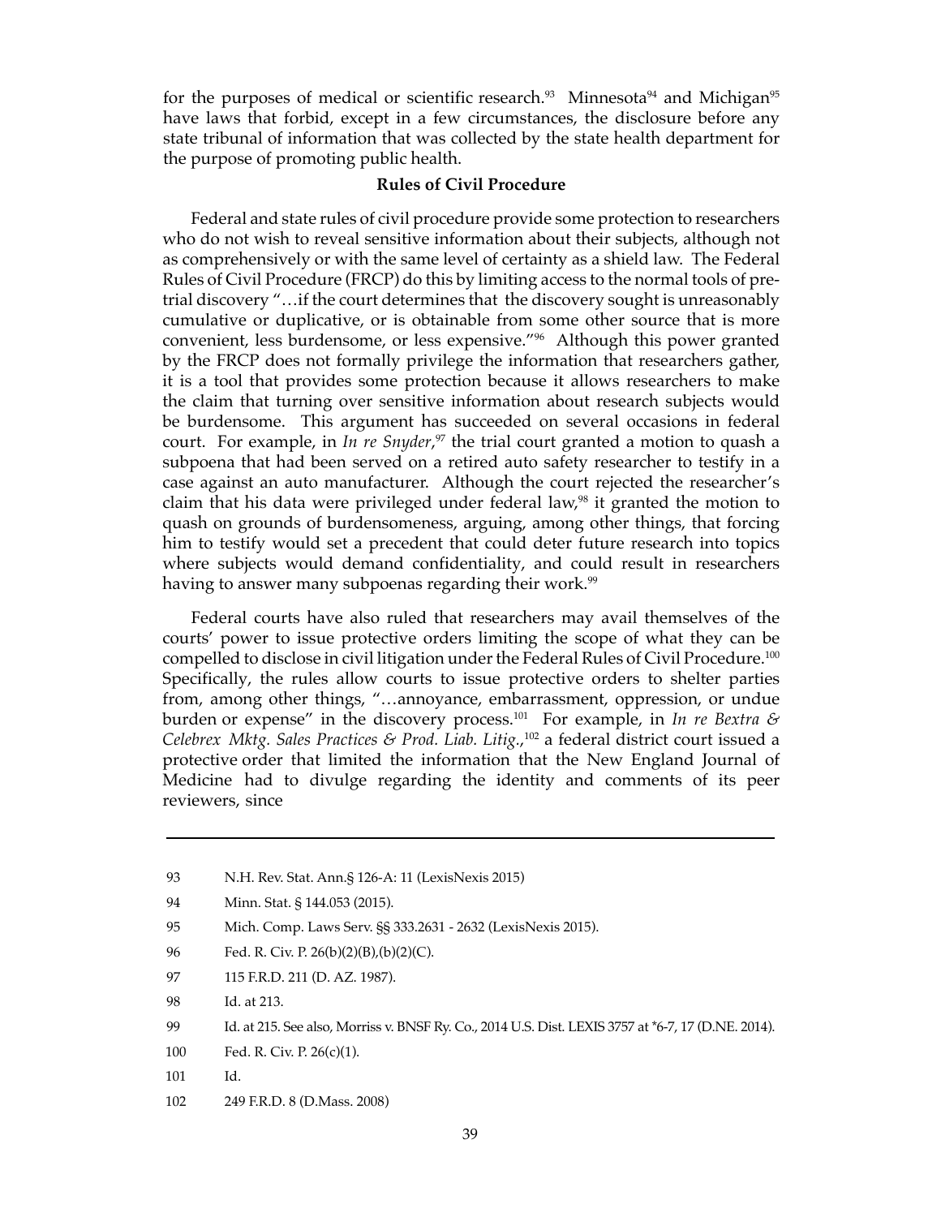for the purposes of medical or scientific research.[93] Minnesota[94] and Michigan[95] have laws that forbid, except in a few circumstances, the disclosure before any state tribunal of information that was collected by the state health department for the purpose of promoting public health.

**Rules of Civil Procedure**

Federal and state rules of civil procedure provide some protection to researchers who do not wish to reveal sensitive information about their subjects, although not as comprehensively or with the same level of certainty as a shield law. The Federal Rules of Civil Procedure (FRCP) do this by limiting access to the normal tools of pre-trial discovery "…if the court determines that the discovery sought is unreasonably cumulative or duplicative, or is obtainable from some other source that is more convenient, less burdensome, or less expensive."[96] Although this power granted by the FRCP does not formally privilege the information that researchers gather, it is a tool that provides some protection because it allows researchers to make the claim that turning over sensitive information about research subjects would be burdensome. This argument has succeeded on several occasions in federal court. For example, in *In re Snyder*,[97] the trial court granted a motion to quash a subpoena that had been served on a retired auto safety researcher to testify in a case against an auto manufacturer. Although the court rejected the researcher's claim that his data were privileged under federal law,[98] it granted the motion to quash on grounds of burdensomeness, arguing, among other things, that forcing him to testify would set a precedent that could deter future research into topics where subjects would demand confidentiality, and could result in researchers having to answer many subpoenas regarding their work.[99]

Federal courts have also ruled that researchers may avail themselves of the courts' power to issue protective orders limiting the scope of what they can be compelled to disclose in civil litigation under the Federal Rules of Civil Procedure.[100] Specifically, the rules allow courts to issue protective orders to shelter parties from, among other things, "…annoyance, embarrassment, oppression, or undue burden or expense" in the discovery process.[101] For example, in *In re Bextra & Celebrex Mktg. Sales Practices & Prod. Liab. Litig.*,[102] a federal district court issued a protective order that limited the information that the New England Journal of Medicine had to divulge regarding the identity and comments of its peer reviewers, since

---

93 N.H. Rev. Stat. Ann.§ 126-A: 11 (LexisNexis 2015)

94 Minn. Stat. § 144.053 (2015).

95 Mich. Comp. Laws Serv. §§ 333.2631 - 2632 (LexisNexis 2015).

96 Fed. R. Civ. P. 26(b)(2)(B),(b)(2)(C).

97 115 F.R.D. 211 (D. AZ. 1987).

98 Id. at 213.

99 Id. at 215. See also, Morriss v. BNSF Ry. Co., 2014 U.S. Dist. LEXIS 3757 at *6-7, 17 (D.NE. 2014).

100 Fed. R. Civ. P. 26(c)(1).

101 Id.

102 249 F.R.D. 8 (D.Mass. 2008)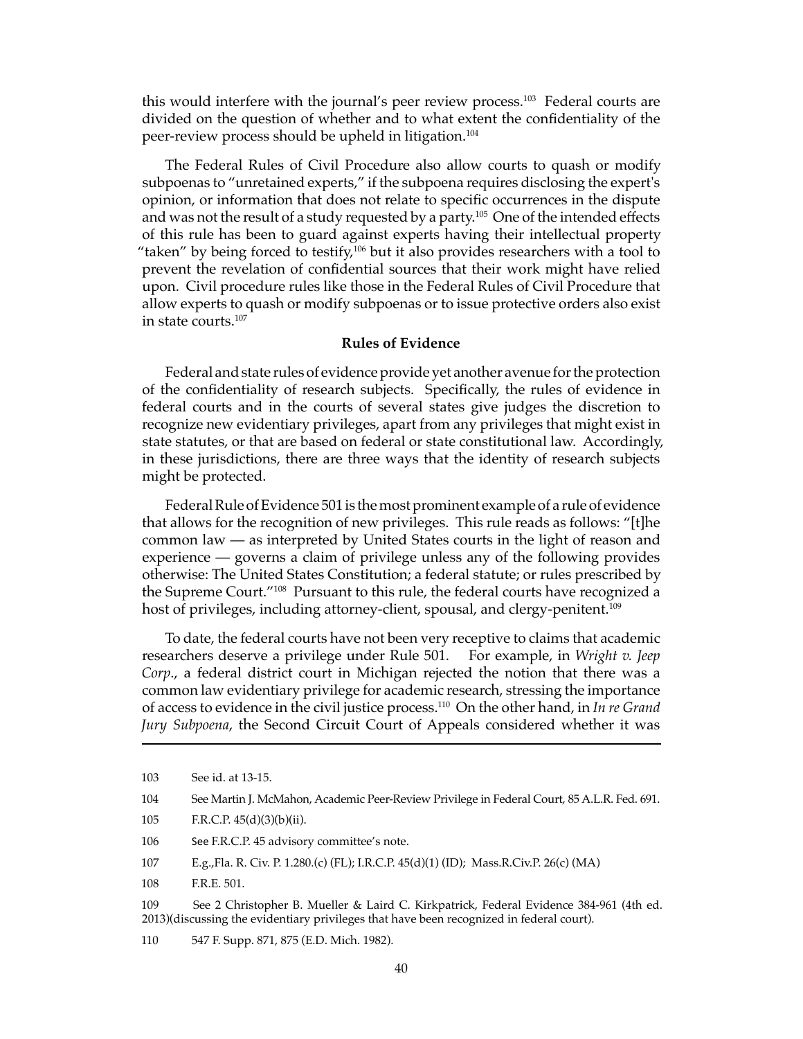this would interfere with the journal's peer review process.[103] Federal courts are divided on the question of whether and to what extent the confidentiality of the peer-review process should be upheld in litigation.[104]

The Federal Rules of Civil Procedure also allow courts to quash or modify subpoenas to "unretained experts," if the subpoena requires disclosing the expert's opinion, or information that does not relate to specific occurrences in the dispute and was not the result of a study requested by a party.[105] One of the intended effects of this rule has been to guard against experts having their intellectual property "taken" by being forced to testify,[106] but it also provides researchers with a tool to prevent the revelation of confidential sources that their work might have relied upon. Civil procedure rules like those in the Federal Rules of Civil Procedure that allow experts to quash or modify subpoenas or to issue protective orders also exist in state courts.[107]

**Rules of Evidence**

Federal and state rules of evidence provide yet another avenue for the protection of the confidentiality of research subjects. Specifically, the rules of evidence in federal courts and in the courts of several states give judges the discretion to recognize new evidentiary privileges, apart from any privileges that might exist in state statutes, or that are based on federal or state constitutional law. Accordingly, in these jurisdictions, there are three ways that the identity of research subjects might be protected.

Federal Rule of Evidence 501 is the most prominent example of a rule of evidence that allows for the recognition of new privileges. This rule reads as follows: "[t]he common law — as interpreted by United States courts in the light of reason and experience — governs a claim of privilege unless any of the following provides otherwise: The United States Constitution; a federal statute; or rules prescribed by the Supreme Court."[108] Pursuant to this rule, the federal courts have recognized a host of privileges, including attorney-client, spousal, and clergy-penitent.[109]

To date, the federal courts have not been very receptive to claims that academic researchers deserve a privilege under Rule 501. For example, in *Wright v. Jeep Corp*., a federal district court in Michigan rejected the notion that there was a common law evidentiary privilege for academic research, stressing the importance of access to evidence in the civil justice process.[110] On the other hand, in *In re Grand Jury Subpoena*, the Second Circuit Court of Appeals considered whether it was

---

103 See id. at 13-15.

104 See Martin J. McMahon, Academic Peer-Review Privilege in Federal Court, 85 A.L.R. Fed. 691.

105 F.R.C.P. 45(d)(3)(b)(ii).

106 See F.R.C.P. 45 advisory committee's note.

107 E.g.,Fla. R. Civ. P. 1.280.(c) (FL); I.R.C.P. 45(d)(1) (ID); Mass.R.Civ.P. 26(c) (MA)

108 F.R.E. 501.

109 See 2 Christopher B. Mueller & Laird C. Kirkpatrick, Federal Evidence 384-961 (4th ed. 2013)(discussing the evidentiary privileges that have been recognized in federal court).

110 547 F. Supp. 871, 875 (E.D. Mich. 1982).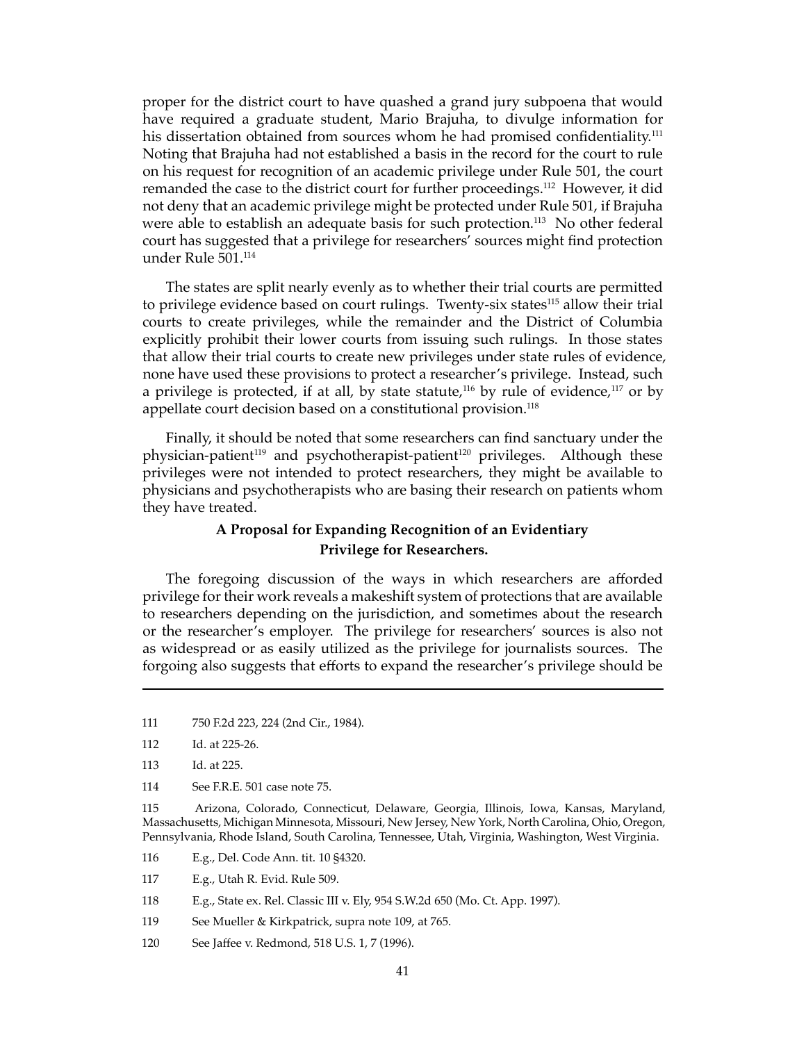proper for the district court to have quashed a grand jury subpoena that would have required a graduate student, Mario Brajuha, to divulge information for his dissertation obtained from sources whom he had promised confidentiality.[111] Noting that Brajuha had not established a basis in the record for the court to rule on his request for recognition of an academic privilege under Rule 501, the court remanded the case to the district court for further proceedings.[112] However, it did not deny that an academic privilege might be protected under Rule 501, if Brajuha were able to establish an adequate basis for such protection.[113] No other federal court has suggested that a privilege for researchers' sources might find protection under Rule 501.[114]

The states are split nearly evenly as to whether their trial courts are permitted to privilege evidence based on court rulings. Twenty-six states[115] allow their trial courts to create privileges, while the remainder and the District of Columbia explicitly prohibit their lower courts from issuing such rulings. In those states that allow their trial courts to create new privileges under state rules of evidence, none have used these provisions to protect a researcher's privilege. Instead, such a privilege is protected, if at all, by state statute,[116] by rule of evidence,[117] or by appellate court decision based on a constitutional provision.[118]

Finally, it should be noted that some researchers can find sanctuary under the physician-patient[119] and psychotherapist-patient[120] privileges. Although these privileges were not intended to protect researchers, they might be available to physicians and psychotherapists who are basing their research on patients whom they have treated.

### A Proposal for Expanding Recognition of an Evidentiary Privilege for Researchers.

The foregoing discussion of the ways in which researchers are afforded privilege for their work reveals a makeshift system of protections that are available to researchers depending on the jurisdiction, and sometimes about the research or the researcher's employer. The privilege for researchers' sources is also not as widespread or as easily utilized as the privilege for journalists sources. The forgoing also suggests that efforts to expand the researcher's privilege should be

---

111 750 F.2d 223, 224 (2nd Cir., 1984).

112 Id. at 225-26.

113 Id. at 225.

114 See F.R.E. 501 case note 75.

115 Arizona, Colorado, Connecticut, Delaware, Georgia, Illinois, Iowa, Kansas, Maryland, Massachusetts, Michigan Minnesota, Missouri, New Jersey, New York, North Carolina, Ohio, Oregon, Pennsylvania, Rhode Island, South Carolina, Tennessee, Utah, Virginia, Washington, West Virginia.

116 E.g., Del. Code Ann. tit. 10 §4320.

117 E.g., Utah R. Evid. Rule 509.

118 E.g., State ex. Rel. Classic III v. Ely, 954 S.W.2d 650 (Mo. Ct. App. 1997).

119 See Mueller & Kirkpatrick, supra note 109, at 765.

120 See Jaffee v. Redmond, 518 U.S. 1, 7 (1996).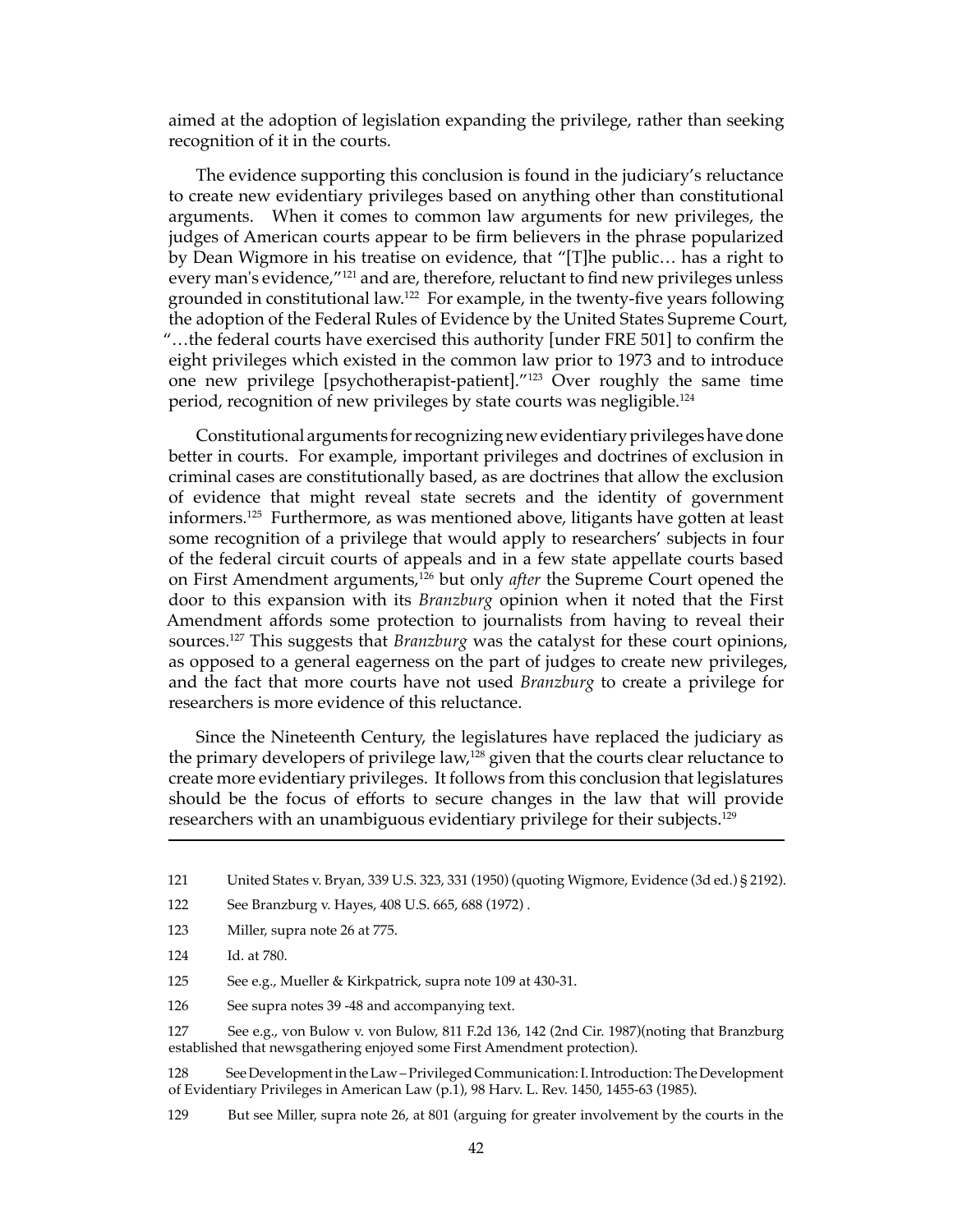aimed at the adoption of legislation expanding the privilege, rather than seeking recognition of it in the courts.

The evidence supporting this conclusion is found in the judiciary's reluctance to create new evidentiary privileges based on anything other than constitutional arguments. When it comes to common law arguments for new privileges, the judges of American courts appear to be firm believers in the phrase popularized by Dean Wigmore in his treatise on evidence, that "[T]he public… has a right to every man's evidence,"[121] and are, therefore, reluctant to find new privileges unless grounded in constitutional law.[122] For example, in the twenty-five years following the adoption of the Federal Rules of Evidence by the United States Supreme Court, "…the federal courts have exercised this authority [under FRE 501] to confirm the eight privileges which existed in the common law prior to 1973 and to introduce one new privilege [psychotherapist-patient]."[123] Over roughly the same time period, recognition of new privileges by state courts was negligible.[124]

Constitutional arguments for recognizing new evidentiary privileges have done better in courts. For example, important privileges and doctrines of exclusion in criminal cases are constitutionally based, as are doctrines that allow the exclusion of evidence that might reveal state secrets and the identity of government informers.[125] Furthermore, as was mentioned above, litigants have gotten at least some recognition of a privilege that would apply to researchers' subjects in four of the federal circuit courts of appeals and in a few state appellate courts based on First Amendment arguments,[126] but only *after* the Supreme Court opened the door to this expansion with its *Branzburg* opinion when it noted that the First Amendment affords some protection to journalists from having to reveal their sources.[127] This suggests that *Branzburg* was the catalyst for these court opinions, as opposed to a general eagerness on the part of judges to create new privileges, and the fact that more courts have not used *Branzburg* to create a privilege for researchers is more evidence of this reluctance.

Since the Nineteenth Century, the legislatures have replaced the judiciary as the primary developers of privilege law,[128] given that the courts clear reluctance to create more evidentiary privileges. It follows from this conclusion that legislatures should be the focus of efforts to secure changes in the law that will provide researchers with an unambiguous evidentiary privilege for their subjects.[129]

---

121 United States v. Bryan, 339 U.S. 323, 331 (1950) (quoting Wigmore, Evidence (3d ed.) § 2192).

122 See Branzburg v. Hayes, 408 U.S. 665, 688 (1972) .

123 Miller, supra note 26 at 775.

124 Id. at 780.

125 See e.g., Mueller & Kirkpatrick, supra note 109 at 430-31.

126 See supra notes 39 -48 and accompanying text.

127 See e.g., von Bulow v. von Bulow, 811 F.2d 136, 142 (2nd Cir. 1987)(noting that Branzburg established that newsgathering enjoyed some First Amendment protection).

128 See Development in the Law – Privileged Communication: I. Introduction: The Development of Evidentiary Privileges in American Law (p.1), 98 Harv. L. Rev. 1450, 1455-63 (1985).

129 But see Miller, supra note 26, at 801 (arguing for greater involvement by the courts in the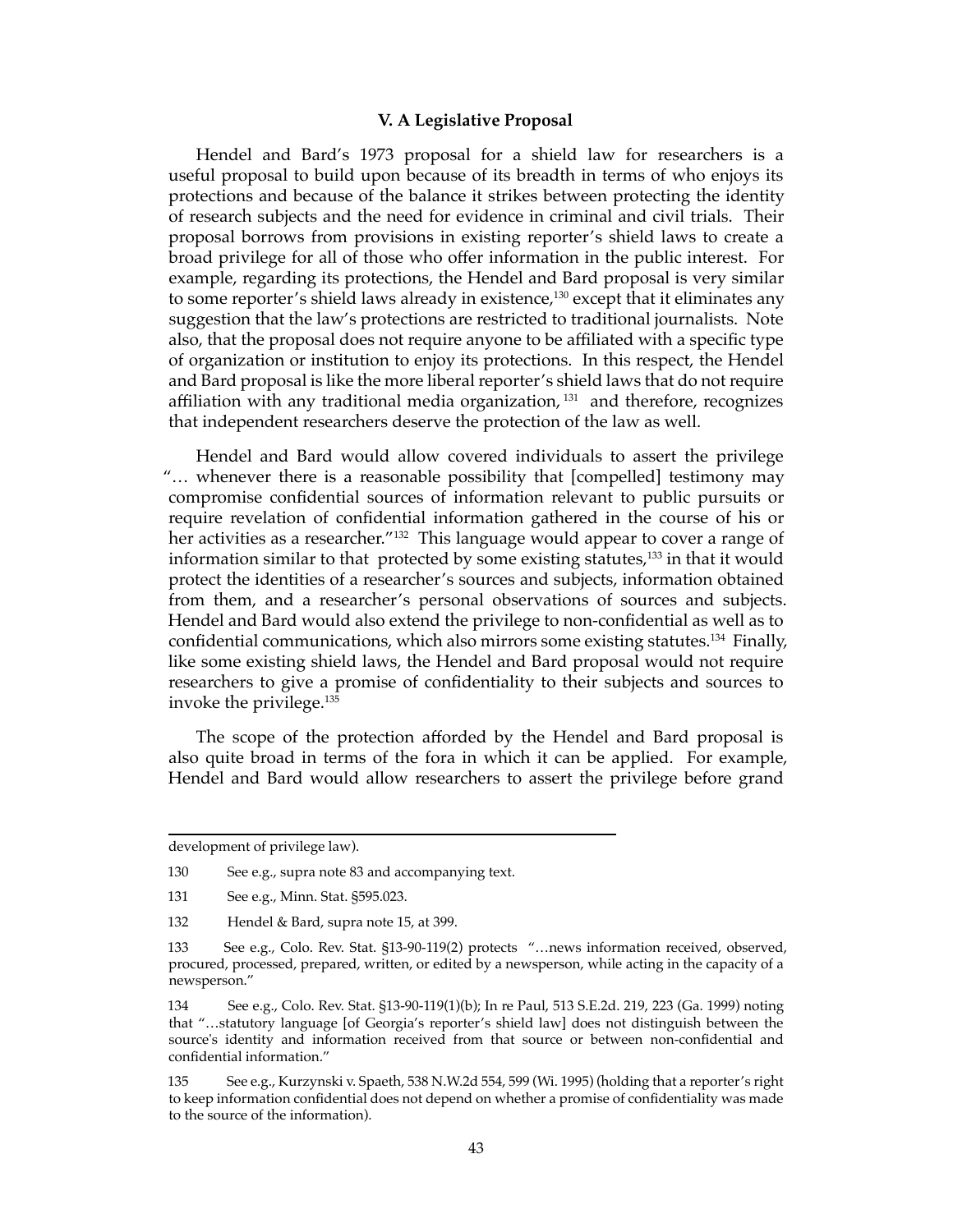### V. A Legislative Proposal

Hendel and Bard's 1973 proposal for a shield law for researchers is a useful proposal to build upon because of its breadth in terms of who enjoys its protections and because of the balance it strikes between protecting the identity of research subjects and the need for evidence in criminal and civil trials. Their proposal borrows from provisions in existing reporter's shield laws to create a broad privilege for all of those who offer information in the public interest. For example, regarding its protections, the Hendel and Bard proposal is very similar to some reporter's shield laws already in existence,[130] except that it eliminates any suggestion that the law's protections are restricted to traditional journalists. Note also, that the proposal does not require anyone to be affiliated with a specific type of organization or institution to enjoy its protections. In this respect, the Hendel and Bard proposal is like the more liberal reporter's shield laws that do not require affiliation with any traditional media organization,[131] and therefore, recognizes that independent researchers deserve the protection of the law as well.

Hendel and Bard would allow covered individuals to assert the privilege "… whenever there is a reasonable possibility that [compelled] testimony may compromise confidential sources of information relevant to public pursuits or require revelation of confidential information gathered in the course of his or her activities as a researcher."[132] This language would appear to cover a range of information similar to that protected by some existing statutes,[133] in that it would protect the identities of a researcher's sources and subjects, information obtained from them, and a researcher's personal observations of sources and subjects. Hendel and Bard would also extend the privilege to non-confidential as well as to confidential communications, which also mirrors some existing statutes.[134] Finally, like some existing shield laws, the Hendel and Bard proposal would not require researchers to give a promise of confidentiality to their subjects and sources to invoke the privilege.[135]

The scope of the protection afforded by the Hendel and Bard proposal is also quite broad in terms of the fora in which it can be applied. For example, Hendel and Bard would allow researchers to assert the privilege before grand

---

development of privilege law).

130 See e.g., supra note 83 and accompanying text.

131 See e.g., Minn. Stat. §595.023.

132 Hendel & Bard, supra note 15, at 399.

133 See e.g., Colo. Rev. Stat. §13-90-119(2) protects "…news information received, observed, procured, processed, prepared, written, or edited by a newsperson, while acting in the capacity of a newsperson."

134 See e.g., Colo. Rev. Stat. §13-90-119(1)(b); In re Paul, 513 S.E.2d. 219, 223 (Ga. 1999) noting that "…statutory language [of Georgia's reporter's shield law] does not distinguish between the source's identity and information received from that source or between non-confidential and confidential information."

135 See e.g., Kurzynski v. Spaeth, 538 N.W.2d 554, 599 (Wi. 1995) (holding that a reporter's right to keep information confidential does not depend on whether a promise of confidentiality was made to the source of the information).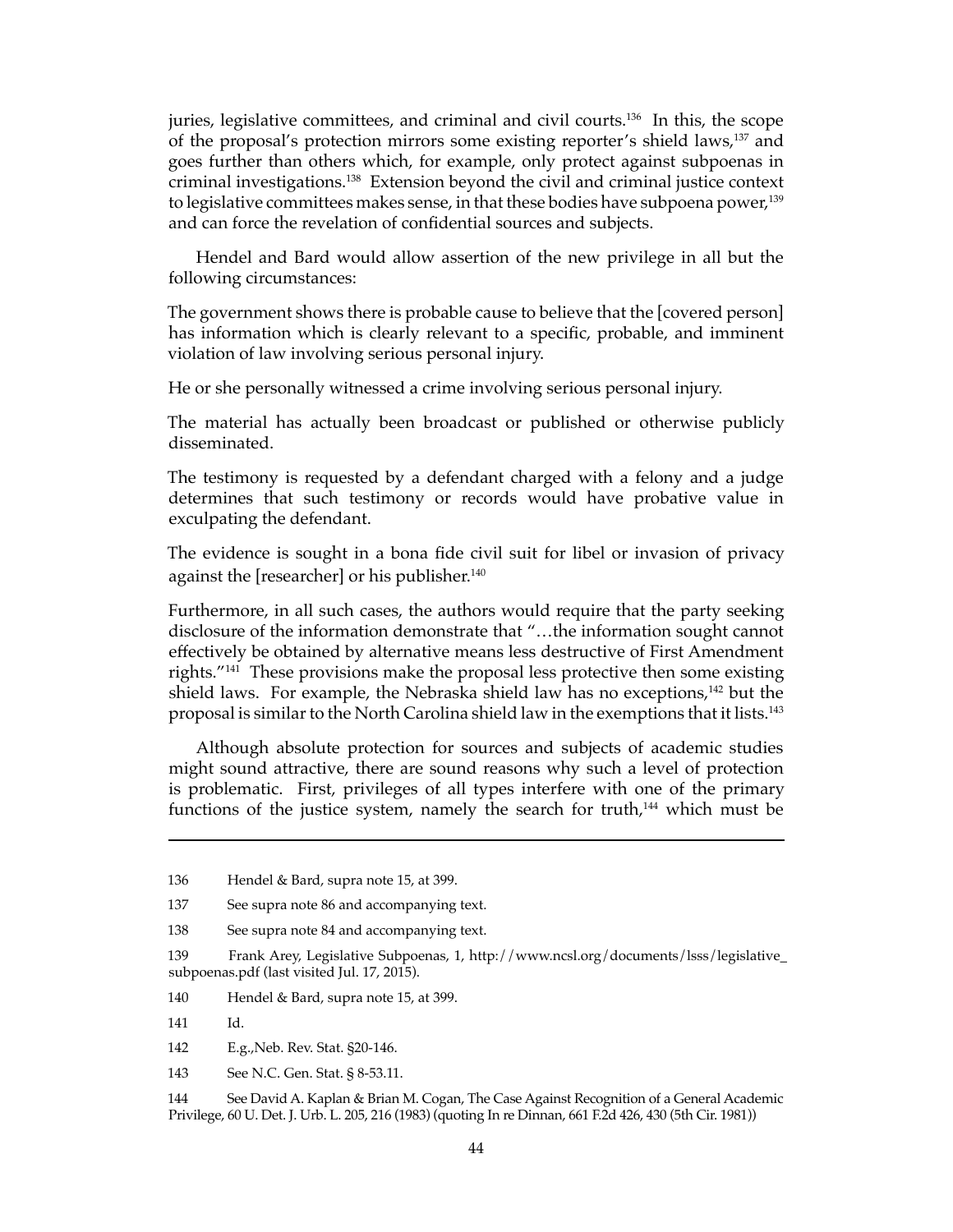juries, legislative committees, and criminal and civil courts.[136] In this, the scope of the proposal's protection mirrors some existing reporter's shield laws,[137] and goes further than others which, for example, only protect against subpoenas in criminal investigations.[138] Extension beyond the civil and criminal justice context to legislative committees makes sense, in that these bodies have subpoena power,[139] and can force the revelation of confidential sources and subjects.

Hendel and Bard would allow assertion of the new privilege in all but the following circumstances:

The government shows there is probable cause to believe that the [covered person] has information which is clearly relevant to a specific, probable, and imminent violation of law involving serious personal injury.

He or she personally witnessed a crime involving serious personal injury.

The material has actually been broadcast or published or otherwise publicly disseminated.

The testimony is requested by a defendant charged with a felony and a judge determines that such testimony or records would have probative value in exculpating the defendant.

The evidence is sought in a bona fide civil suit for libel or invasion of privacy against the [researcher] or his publisher.[140]

Furthermore, in all such cases, the authors would require that the party seeking disclosure of the information demonstrate that "…the information sought cannot effectively be obtained by alternative means less destructive of First Amendment rights."[141] These provisions make the proposal less protective then some existing shield laws. For example, the Nebraska shield law has no exceptions,[142] but the proposal is similar to the North Carolina shield law in the exemptions that it lists.[143]

Although absolute protection for sources and subjects of academic studies might sound attractive, there are sound reasons why such a level of protection is problematic. First, privileges of all types interfere with one of the primary functions of the justice system, namely the search for truth,[144] which must be

---

136 Hendel & Bard, supra note 15, at 399.

137 See supra note 86 and accompanying text.

138 See supra note 84 and accompanying text.

139 Frank Arey, Legislative Subpoenas, 1, http://www.ncsl.org/documents/lsss/legislative_subpoenas.pdf (last visited Jul. 17, 2015).

140 Hendel & Bard, supra note 15, at 399.

141 Id.

142 E.g.,Neb. Rev. Stat. §20-146.

143 See N.C. Gen. Stat. § 8-53.11.

144 See David A. Kaplan & Brian M. Cogan, The Case Against Recognition of a General Academic Privilege, 60 U. Det. J. Urb. L. 205, 216 (1983) (quoting In re Dinnan, 661 F.2d 426, 430 (5th Cir. 1981))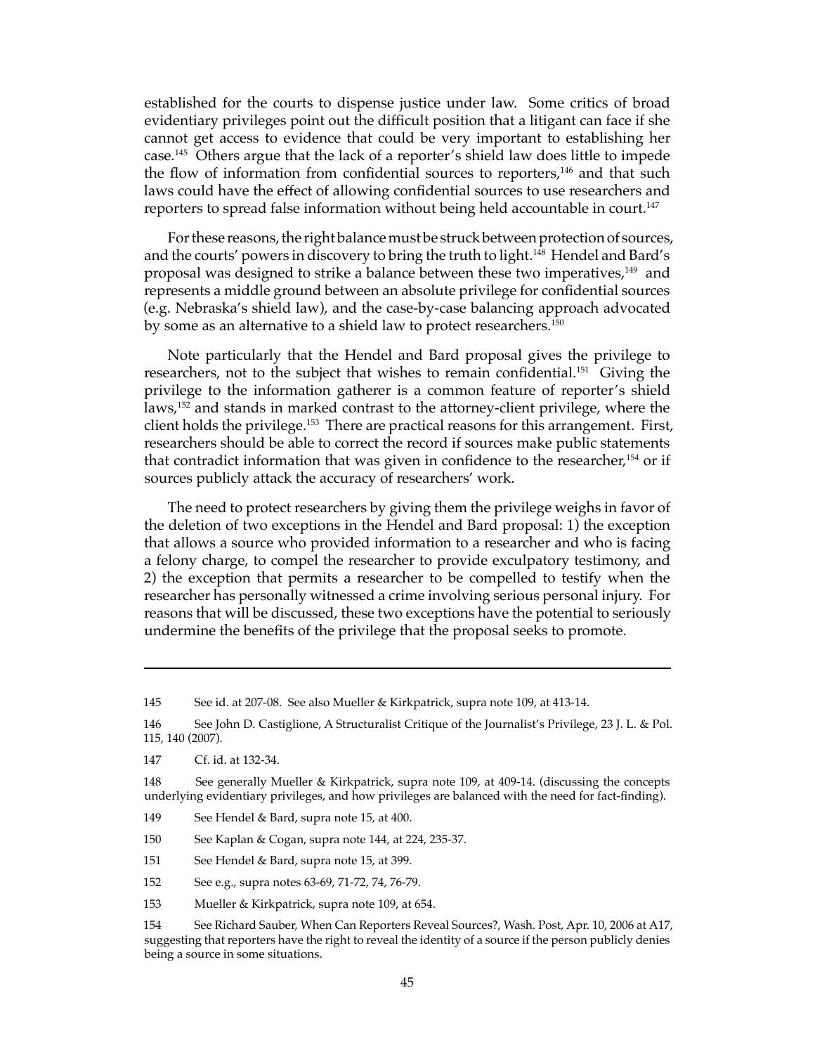established for the courts to dispense justice under law. Some critics of broad evidentiary privileges point out the difficult position that a litigant can face if she cannot get access to evidence that could be very important to establishing her case.[145] Others argue that the lack of a reporter's shield law does little to impede the flow of information from confidential sources to reporters,[146] and that such laws could have the effect of allowing confidential sources to use researchers and reporters to spread false information without being held accountable in court.[147]

For these reasons, the right balance must be struck between protection of sources, and the courts' powers in discovery to bring the truth to light.[148] Hendel and Bard's proposal was designed to strike a balance between these two imperatives,[149] and represents a middle ground between an absolute privilege for confidential sources (e.g. Nebraska's shield law), and the case-by-case balancing approach advocated by some as an alternative to a shield law to protect researchers.[150]

Note particularly that the Hendel and Bard proposal gives the privilege to researchers, not to the subject that wishes to remain confidential.[151] Giving the privilege to the information gatherer is a common feature of reporter's shield laws,[152] and stands in marked contrast to the attorney-client privilege, where the client holds the privilege.[153] There are practical reasons for this arrangement. First, researchers should be able to correct the record if sources make public statements that contradict information that was given in confidence to the researcher,[154] or if sources publicly attack the accuracy of researchers' work.

The need to protect researchers by giving them the privilege weighs in favor of the deletion of two exceptions in the Hendel and Bard proposal: 1) the exception that allows a source who provided information to a researcher and who is facing a felony charge, to compel the researcher to provide exculpatory testimony, and 2) the exception that permits a researcher to be compelled to testify when the researcher has personally witnessed a crime involving serious personal injury. For reasons that will be discussed, these two exceptions have the potential to seriously undermine the benefits of the privilege that the proposal seeks to promote.

---

145 See id. at 207-08. See also Mueller & Kirkpatrick, supra note 109, at 413-14.

146 See John D. Castiglione, A Structuralist Critique of the Journalist's Privilege, 23 J. L. & Pol. 115, 140 (2007).

147 Cf. id. at 132-34.

148 See generally Mueller & Kirkpatrick, supra note 109, at 409-14. (discussing the concepts underlying evidentiary privileges, and how privileges are balanced with the need for fact-finding).

149 See Hendel & Bard, supra note 15, at 400.

150 See Kaplan & Cogan, supra note 144, at 224, 235-37.

151 See Hendel & Bard, supra note 15, at 399.

152 See e.g., supra notes 63-69, 71-72, 74, 76-79.

153 Mueller & Kirkpatrick, supra note 109, at 654.

154 See Richard Sauber, When Can Reporters Reveal Sources?, Wash. Post, Apr. 10, 2006 at A17, suggesting that reporters have the right to reveal the identity of a source if the person publicly denies being a source in some situations.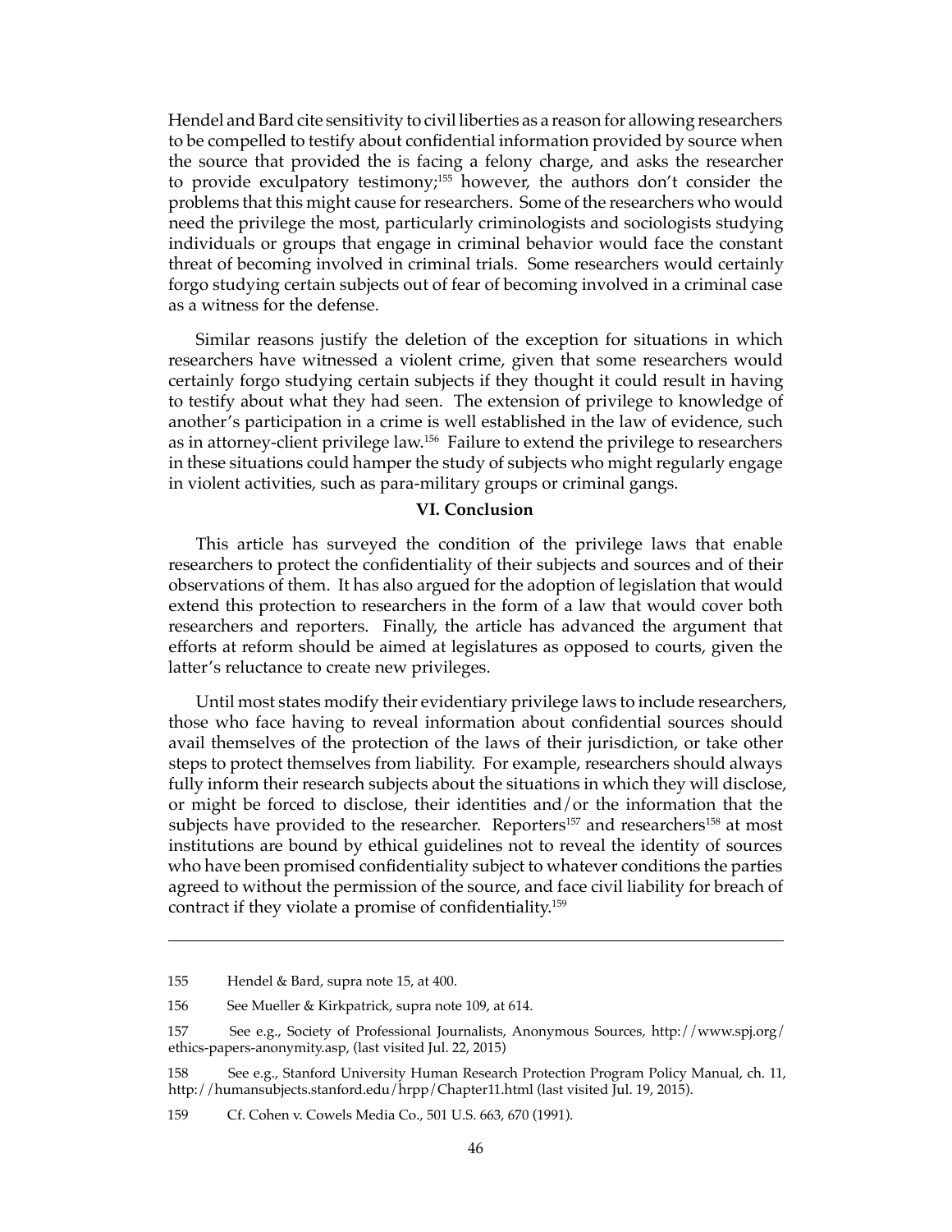Hendel and Bard cite sensitivity to civil liberties as a reason for allowing researchers to be compelled to testify about confidential information provided by source when the source that provided the is facing a felony charge, and asks the researcher to provide exculpatory testimony;[155] however, the authors don't consider the problems that this might cause for researchers. Some of the researchers who would need the privilege the most, particularly criminologists and sociologists studying individuals or groups that engage in criminal behavior would face the constant threat of becoming involved in criminal trials. Some researchers would certainly forgo studying certain subjects out of fear of becoming involved in a criminal case as a witness for the defense.

Similar reasons justify the deletion of the exception for situations in which researchers have witnessed a violent crime, given that some researchers would certainly forgo studying certain subjects if they thought it could result in having to testify about what they had seen. The extension of privilege to knowledge of another's participation in a crime is well established in the law of evidence, such as in attorney-client privilege law.[156] Failure to extend the privilege to researchers in these situations could hamper the study of subjects who might regularly engage in violent activities, such as para-military groups or criminal gangs.

## VI. Conclusion

This article has surveyed the condition of the privilege laws that enable researchers to protect the confidentiality of their subjects and sources and of their observations of them. It has also argued for the adoption of legislation that would extend this protection to researchers in the form of a law that would cover both researchers and reporters. Finally, the article has advanced the argument that efforts at reform should be aimed at legislatures as opposed to courts, given the latter's reluctance to create new privileges.

Until most states modify their evidentiary privilege laws to include researchers, those who face having to reveal information about confidential sources should avail themselves of the protection of the laws of their jurisdiction, or take other steps to protect themselves from liability. For example, researchers should always fully inform their research subjects about the situations in which they will disclose, or might be forced to disclose, their identities and/or the information that the subjects have provided to the researcher. Reporters[157] and researchers[158] at most institutions are bound by ethical guidelines not to reveal the identity of sources who have been promised confidentiality subject to whatever conditions the parties agreed to without the permission of the source, and face civil liability for breach of contract if they violate a promise of confidentiality.[159]

---

155 Hendel & Bard, supra note 15, at 400.

156 See Mueller & Kirkpatrick, supra note 109, at 614.

157 See e.g., Society of Professional Journalists, Anonymous Sources, http://www.spj.org/ethics-papers-anonymity.asp, (last visited Jul. 22, 2015)

158 See e.g., Stanford University Human Research Protection Program Policy Manual, ch. 11, http://humansubjects.stanford.edu/hrpp/Chapter11.html (last visited Jul. 19, 2015).

159 Cf. Cohen v. Cowels Media Co., 501 U.S. 663, 670 (1991).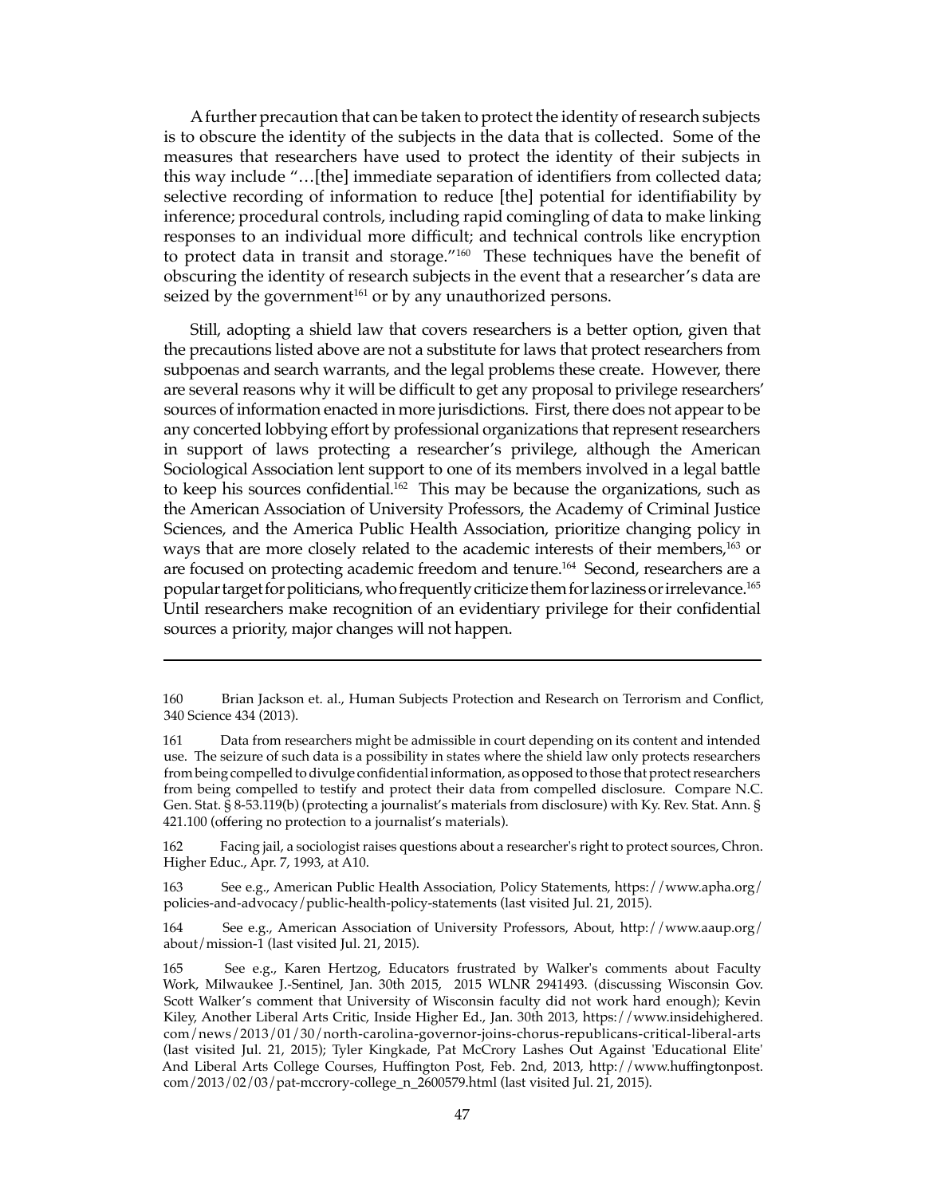A further precaution that can be taken to protect the identity of research subjects is to obscure the identity of the subjects in the data that is collected. Some of the measures that researchers have used to protect the identity of their subjects in this way include "…[the] immediate separation of identifiers from collected data; selective recording of information to reduce [the] potential for identifiability by inference; procedural controls, including rapid comingling of data to make linking responses to an individual more difficult; and technical controls like encryption to protect data in transit and storage."[160] These techniques have the benefit of obscuring the identity of research subjects in the event that a researcher's data are seized by the government[161] or by any unauthorized persons.

Still, adopting a shield law that covers researchers is a better option, given that the precautions listed above are not a substitute for laws that protect researchers from subpoenas and search warrants, and the legal problems these create. However, there are several reasons why it will be difficult to get any proposal to privilege researchers' sources of information enacted in more jurisdictions. First, there does not appear to be any concerted lobbying effort by professional organizations that represent researchers in support of laws protecting a researcher's privilege, although the American Sociological Association lent support to one of its members involved in a legal battle to keep his sources confidential.[162] This may be because the organizations, such as the American Association of University Professors, the Academy of Criminal Justice Sciences, and the America Public Health Association, prioritize changing policy in ways that are more closely related to the academic interests of their members,[163] or are focused on protecting academic freedom and tenure.[164] Second, researchers are a popular target for politicians, who frequently criticize them for laziness or irrelevance.[165] Until researchers make recognition of an evidentiary privilege for their confidential sources a priority, major changes will not happen.

---

160 Brian Jackson et. al., Human Subjects Protection and Research on Terrorism and Conflict, 340 Science 434 (2013).

161 Data from researchers might be admissible in court depending on its content and intended use. The seizure of such data is a possibility in states where the shield law only protects researchers from being compelled to divulge confidential information, as opposed to those that protect researchers from being compelled to testify and protect their data from compelled disclosure. Compare N.C. Gen. Stat. § 8-53.119(b) (protecting a journalist's materials from disclosure) with Ky. Rev. Stat. Ann. § 421.100 (offering no protection to a journalist's materials).

162 Facing jail, a sociologist raises questions about a researcher's right to protect sources, Chron. Higher Educ., Apr. 7, 1993, at A10.

163 See e.g., American Public Health Association, Policy Statements, https://www.apha.org/policies-and-advocacy/public-health-policy-statements (last visited Jul. 21, 2015).

164 See e.g., American Association of University Professors, About, http://www.aaup.org/about/mission-1 (last visited Jul. 21, 2015).

165 See e.g., Karen Hertzog, Educators frustrated by Walker's comments about Faculty Work, Milwaukee J.-Sentinel, Jan. 30th 2015, 2015 WLNR 2941493. (discussing Wisconsin Gov. Scott Walker's comment that University of Wisconsin faculty did not work hard enough); Kevin Kiley, Another Liberal Arts Critic, Inside Higher Ed., Jan. 30th 2013, https://www.insidehighered.com/news/2013/01/30/north-carolina-governor-joins-chorus-republicans-critical-liberal-arts (last visited Jul. 21, 2015); Tyler Kingkade, Pat McCrory Lashes Out Against 'Educational Elite' And Liberal Arts College Courses, Huffington Post, Feb. 2nd, 2013, http://www.huffingtonpost.com/2013/02/03/pat-mccrory-college_n_2600579.html (last visited Jul. 21, 2015).